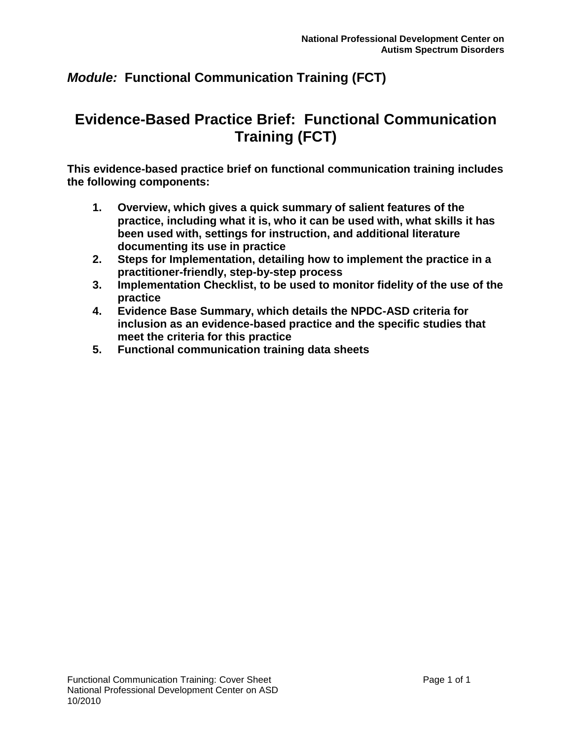## *Module:* Functional Communication Training (FCT)

# Evidence-Based Practice Brief: Functional Communication Training (FCT)

**This evidence-based practice brief on functional communication training includes the following components:**

1. **Overview, which gives a quick summary of salient features of the practice, including what it is, who it can be used with, what skills it has been used with, settings for instruction, and additional literature documenting its use in practice**
2. **Steps for Implementation, detailing how to implement the practice in a practitioner-friendly, step-by-step process**
3. **Implementation Checklist, to be used to monitor fidelity of the use of the practice**
4. **Evidence Base Summary, which details the NPDC-ASD criteria for inclusion as an evidence-based practice and the specific studies that meet the criteria for this practice**
5. **Functional communication training data sheets**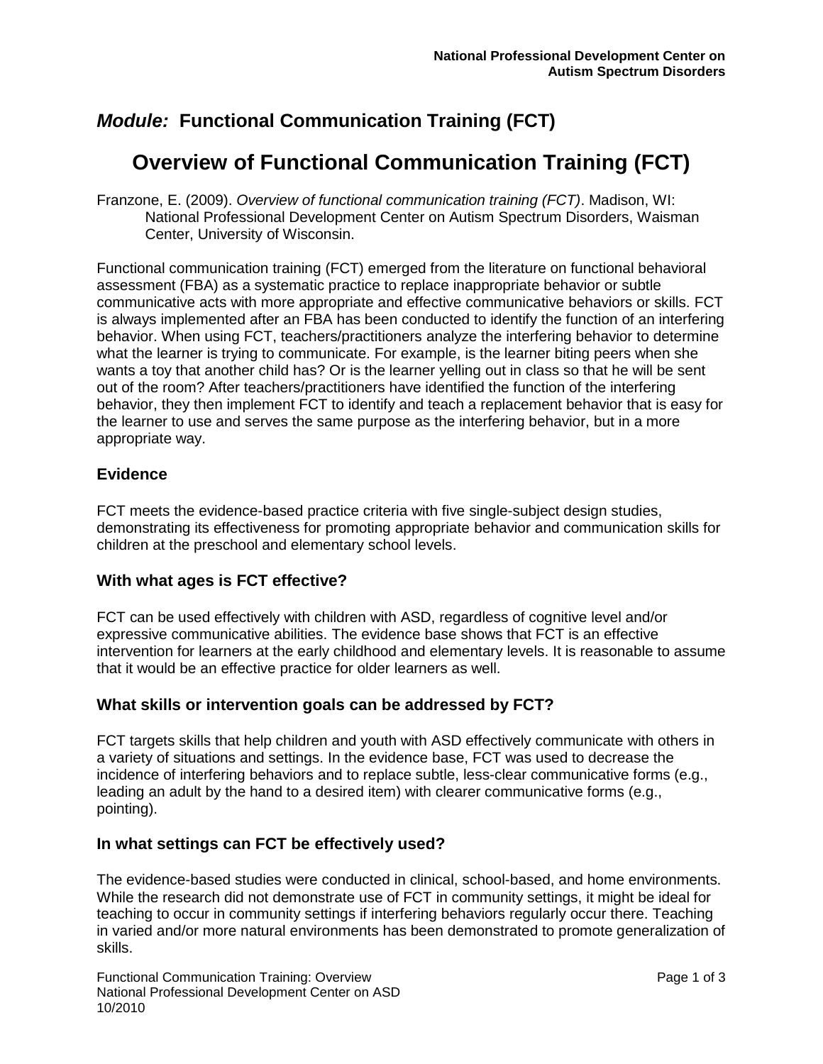## *Module:* Functional Communication Training (FCT)

# Overview of Functional Communication Training (FCT)

Franzone, E. (2009). *Overview of functional communication training (FCT)*. Madison, WI: National Professional Development Center on Autism Spectrum Disorders, Waisman Center, University of Wisconsin.

Functional communication training (FCT) emerged from the literature on functional behavioral assessment (FBA) as a systematic practice to replace inappropriate behavior or subtle communicative acts with more appropriate and effective communicative behaviors or skills. FCT is always implemented after an FBA has been conducted to identify the function of an interfering behavior. When using FCT, teachers/practitioners analyze the interfering behavior to determine what the learner is trying to communicate. For example, is the learner biting peers when she wants a toy that another child has? Or is the learner yelling out in class so that he will be sent out of the room? After teachers/practitioners have identified the function of the interfering behavior, they then implement FCT to identify and teach a replacement behavior that is easy for the learner to use and serves the same purpose as the interfering behavior, but in a more appropriate way.

### Evidence

FCT meets the evidence-based practice criteria with five single-subject design studies, demonstrating its effectiveness for promoting appropriate behavior and communication skills for children at the preschool and elementary school levels.

### With what ages is FCT effective?

FCT can be used effectively with children with ASD, regardless of cognitive level and/or expressive communicative abilities. The evidence base shows that FCT is an effective intervention for learners at the early childhood and elementary levels. It is reasonable to assume that it would be an effective practice for older learners as well.

### What skills or intervention goals can be addressed by FCT?

FCT targets skills that help children and youth with ASD effectively communicate with others in a variety of situations and settings. In the evidence base, FCT was used to decrease the incidence of interfering behaviors and to replace subtle, less-clear communicative forms (e.g., leading an adult by the hand to a desired item) with clearer communicative forms (e.g., pointing).

### In what settings can FCT be effectively used?

The evidence-based studies were conducted in clinical, school-based, and home environments. While the research did not demonstrate use of FCT in community settings, it might be ideal for teaching to occur in community settings if interfering behaviors regularly occur there. Teaching in varied and/or more natural environments has been demonstrated to promote generalization of skills.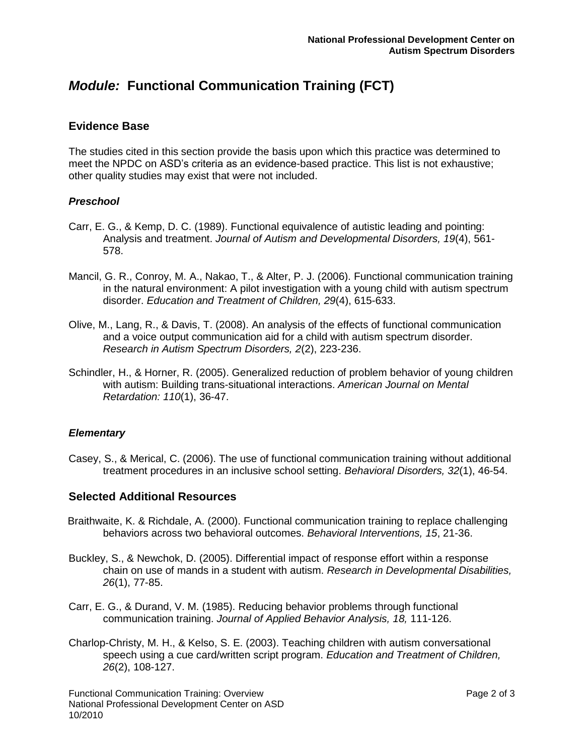# *Module:* Functional Communication Training (FCT)

## Evidence Base

The studies cited in this section provide the basis upon which this practice was determined to meet the NPDC on ASD's criteria as an evidence-based practice. This list is not exhaustive; other quality studies may exist that were not included.

### *Preschool*

Carr, E. G., & Kemp, D. C. (1989). Functional equivalence of autistic leading and pointing: Analysis and treatment. *Journal of Autism and Developmental Disorders, 19*(4), 561-578.

Mancil, G. R., Conroy, M. A., Nakao, T., & Alter, P. J. (2006). Functional communication training in the natural environment: A pilot investigation with a young child with autism spectrum disorder. *Education and Treatment of Children, 29*(4), 615-633.

Olive, M., Lang, R., & Davis, T. (2008). An analysis of the effects of functional communication and a voice output communication aid for a child with autism spectrum disorder. *Research in Autism Spectrum Disorders, 2*(2), 223-236.

Schindler, H., & Horner, R. (2005). Generalized reduction of problem behavior of young children with autism: Building trans-situational interactions. *American Journal on Mental Retardation: 110*(1), 36-47.

### *Elementary*

Casey, S., & Merical, C. (2006). The use of functional communication training without additional treatment procedures in an inclusive school setting. *Behavioral Disorders, 32*(1), 46-54.

## Selected Additional Resources

Braithwaite, K. & Richdale, A. (2000). Functional communication training to replace challenging behaviors across two behavioral outcomes. *Behavioral Interventions, 15*, 21-36.

Buckley, S., & Newchok, D. (2005). Differential impact of response effort within a response chain on use of mands in a student with autism. *Research in Developmental Disabilities, 26*(1), 77-85.

Carr, E. G., & Durand, V. M. (1985). Reducing behavior problems through functional communication training. *Journal of Applied Behavior Analysis, 18,* 111-126.

Charlop-Christy, M. H., & Kelso, S. E. (2003). Teaching children with autism conversational speech using a cue card/written script program. *Education and Treatment of Children, 26*(2), 108-127.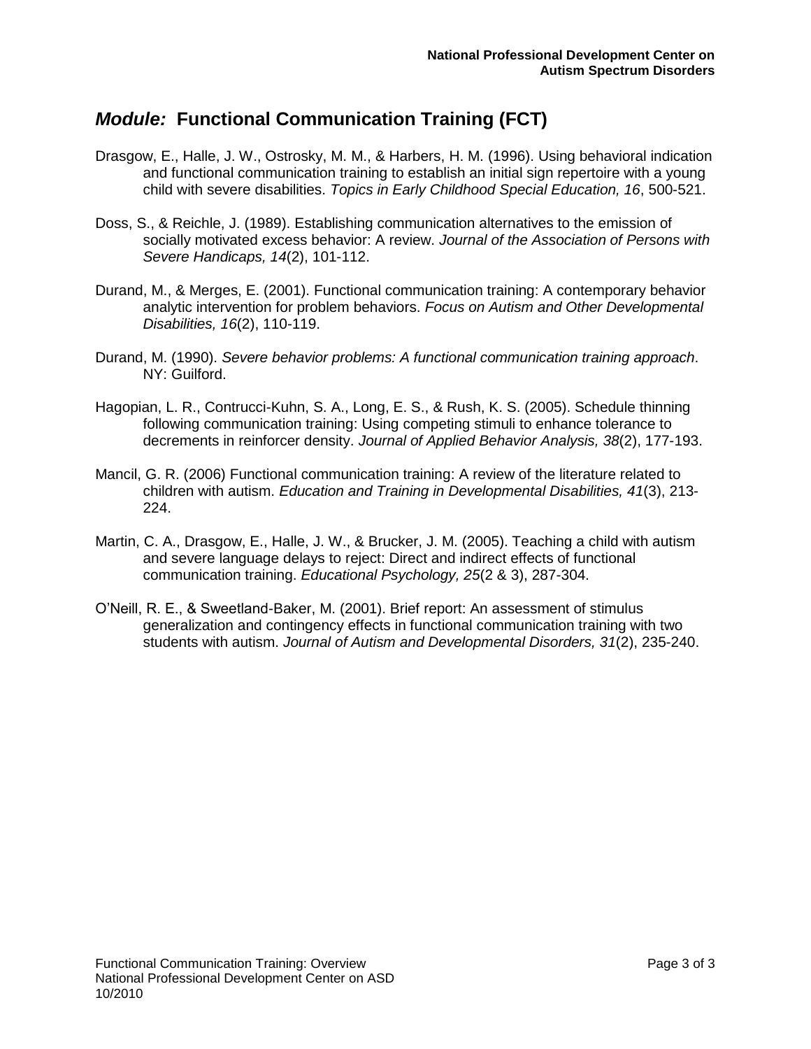## *Module:* Functional Communication Training (FCT)

Drasgow, E., Halle, J. W., Ostrosky, M. M., & Harbers, H. M. (1996). Using behavioral indication and functional communication training to establish an initial sign repertoire with a young child with severe disabilities. *Topics in Early Childhood Special Education, 16*, 500-521.

Doss, S., & Reichle, J. (1989). Establishing communication alternatives to the emission of socially motivated excess behavior: A review. *Journal of the Association of Persons with Severe Handicaps, 14*(2), 101-112.

Durand, M., & Merges, E. (2001). Functional communication training: A contemporary behavior analytic intervention for problem behaviors. *Focus on Autism and Other Developmental Disabilities, 16*(2), 110-119.

Durand, M. (1990). *Severe behavior problems: A functional communication training approach*. NY: Guilford.

Hagopian, L. R., Contrucci-Kuhn, S. A., Long, E. S., & Rush, K. S. (2005). Schedule thinning following communication training: Using competing stimuli to enhance tolerance to decrements in reinforcer density. *Journal of Applied Behavior Analysis, 38*(2), 177-193.

Mancil, G. R. (2006) Functional communication training: A review of the literature related to children with autism. *Education and Training in Developmental Disabilities, 41*(3), 213-224.

Martin, C. A., Drasgow, E., Halle, J. W., & Brucker, J. M. (2005). Teaching a child with autism and severe language delays to reject: Direct and indirect effects of functional communication training. *Educational Psychology, 25*(2 & 3), 287-304.

O'Neill, R. E., & Sweetland-Baker, M. (2001). Brief report: An assessment of stimulus generalization and contingency effects in functional communication training with two students with autism. *Journal of Autism and Developmental Disorders, 31*(2), 235-240.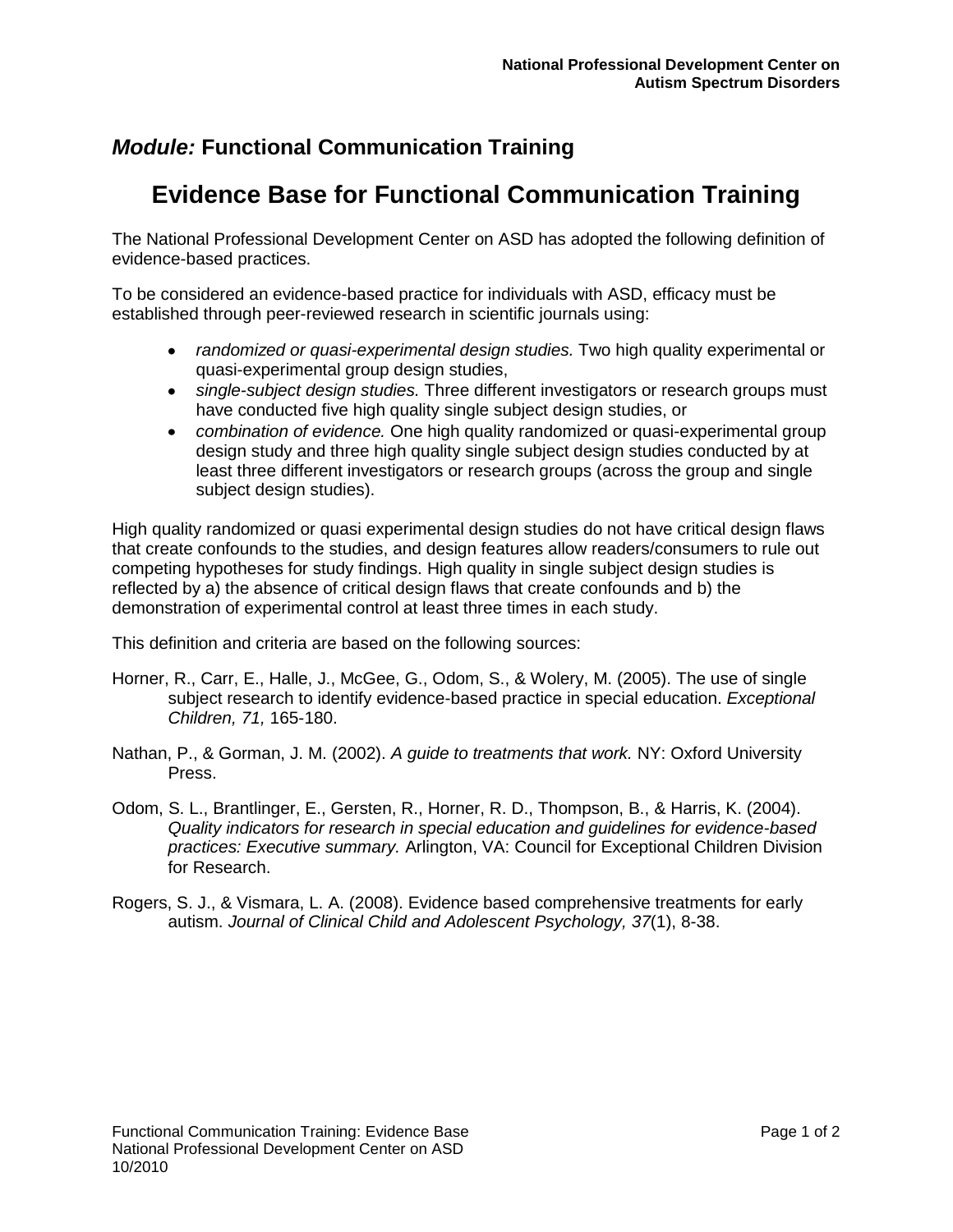## *Module:* Functional Communication Training

# Evidence Base for Functional Communication Training

The National Professional Development Center on ASD has adopted the following definition of evidence-based practices.

To be considered an evidence-based practice for individuals with ASD, efficacy must be established through peer-reviewed research in scientific journals using:

- *randomized or quasi-experimental design studies.* Two high quality experimental or quasi-experimental group design studies,
- *single-subject design studies.* Three different investigators or research groups must have conducted five high quality single subject design studies, or
- *combination of evidence.* One high quality randomized or quasi-experimental group design study and three high quality single subject design studies conducted by at least three different investigators or research groups (across the group and single subject design studies).

High quality randomized or quasi experimental design studies do not have critical design flaws that create confounds to the studies, and design features allow readers/consumers to rule out competing hypotheses for study findings. High quality in single subject design studies is reflected by a) the absence of critical design flaws that create confounds and b) the demonstration of experimental control at least three times in each study.

This definition and criteria are based on the following sources:

Horner, R., Carr, E., Halle, J., McGee, G., Odom, S., & Wolery, M. (2005). The use of single subject research to identify evidence-based practice in special education. *Exceptional Children, 71,* 165-180.

Nathan, P., & Gorman, J. M. (2002). *A guide to treatments that work.* NY: Oxford University Press.

Odom, S. L., Brantlinger, E., Gersten, R., Horner, R. D., Thompson, B., & Harris, K. (2004). *Quality indicators for research in special education and guidelines for evidence-based practices: Executive summary.* Arlington, VA: Council for Exceptional Children Division for Research.

Rogers, S. J., & Vismara, L. A. (2008). Evidence based comprehensive treatments for early autism. *Journal of Clinical Child and Adolescent Psychology, 37*(1), 8-38.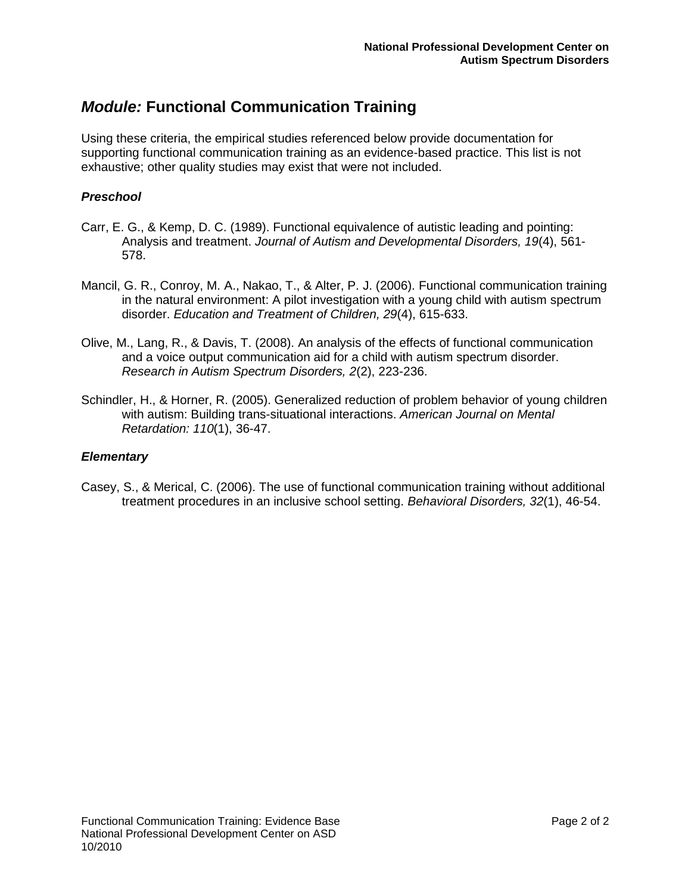## *Module:* Functional Communication Training

Using these criteria, the empirical studies referenced below provide documentation for supporting functional communication training as an evidence-based practice. This list is not exhaustive; other quality studies may exist that were not included.

### *Preschool*

Carr, E. G., & Kemp, D. C. (1989). Functional equivalence of autistic leading and pointing: Analysis and treatment. *Journal of Autism and Developmental Disorders, 19*(4), 561-578.

Mancil, G. R., Conroy, M. A., Nakao, T., & Alter, P. J. (2006). Functional communication training in the natural environment: A pilot investigation with a young child with autism spectrum disorder. *Education and Treatment of Children, 29*(4), 615-633.

Olive, M., Lang, R., & Davis, T. (2008). An analysis of the effects of functional communication and a voice output communication aid for a child with autism spectrum disorder. *Research in Autism Spectrum Disorders, 2*(2), 223-236.

Schindler, H., & Horner, R. (2005). Generalized reduction of problem behavior of young children with autism: Building trans-situational interactions. *American Journal on Mental Retardation: 110*(1), 36-47.

### *Elementary*

Casey, S., & Merical, C. (2006). The use of functional communication training without additional treatment procedures in an inclusive school setting. *Behavioral Disorders, 32*(1), 46-54.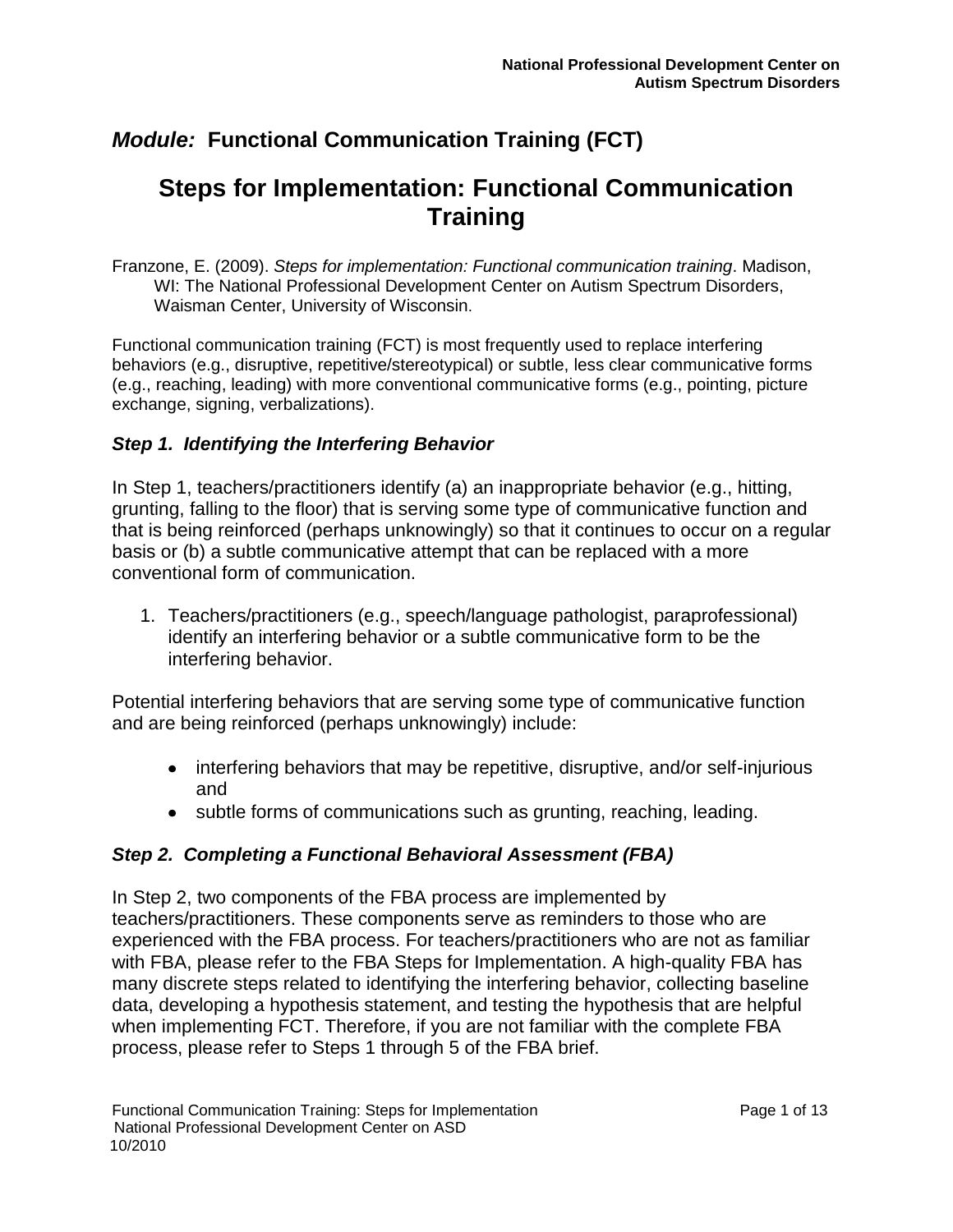National Professional Development Center on Autism Spectrum Disorders

## *Module:* Functional Communication Training (FCT)

# Steps for Implementation: Functional Communication Training

Franzone, E. (2009). *Steps for implementation: Functional communication training*. Madison, WI: The National Professional Development Center on Autism Spectrum Disorders, Waisman Center, University of Wisconsin.

Functional communication training (FCT) is most frequently used to replace interfering behaviors (e.g., disruptive, repetitive/stereotypical) or subtle, less clear communicative forms (e.g., reaching, leading) with more conventional communicative forms (e.g., pointing, picture exchange, signing, verbalizations).

### *Step 1. Identifying the Interfering Behavior*

In Step 1, teachers/practitioners identify (a) an inappropriate behavior (e.g., hitting, grunting, falling to the floor) that is serving some type of communicative function and that is being reinforced (perhaps unknowingly) so that it continues to occur on a regular basis or (b) a subtle communicative attempt that can be replaced with a more conventional form of communication.

1. Teachers/practitioners (e.g., speech/language pathologist, paraprofessional) identify an interfering behavior or a subtle communicative form to be the interfering behavior.

Potential interfering behaviors that are serving some type of communicative function and are being reinforced (perhaps unknowingly) include:

- interfering behaviors that may be repetitive, disruptive, and/or self-injurious and
- subtle forms of communications such as grunting, reaching, leading.

### *Step 2. Completing a Functional Behavioral Assessment (FBA)*

In Step 2, two components of the FBA process are implemented by teachers/practitioners. These components serve as reminders to those who are experienced with the FBA process. For teachers/practitioners who are not as familiar with FBA, please refer to the FBA Steps for Implementation. A high-quality FBA has many discrete steps related to identifying the interfering behavior, collecting baseline data, developing a hypothesis statement, and testing the hypothesis that are helpful when implementing FCT. Therefore, if you are not familiar with the complete FBA process, please refer to Steps 1 through 5 of the FBA brief.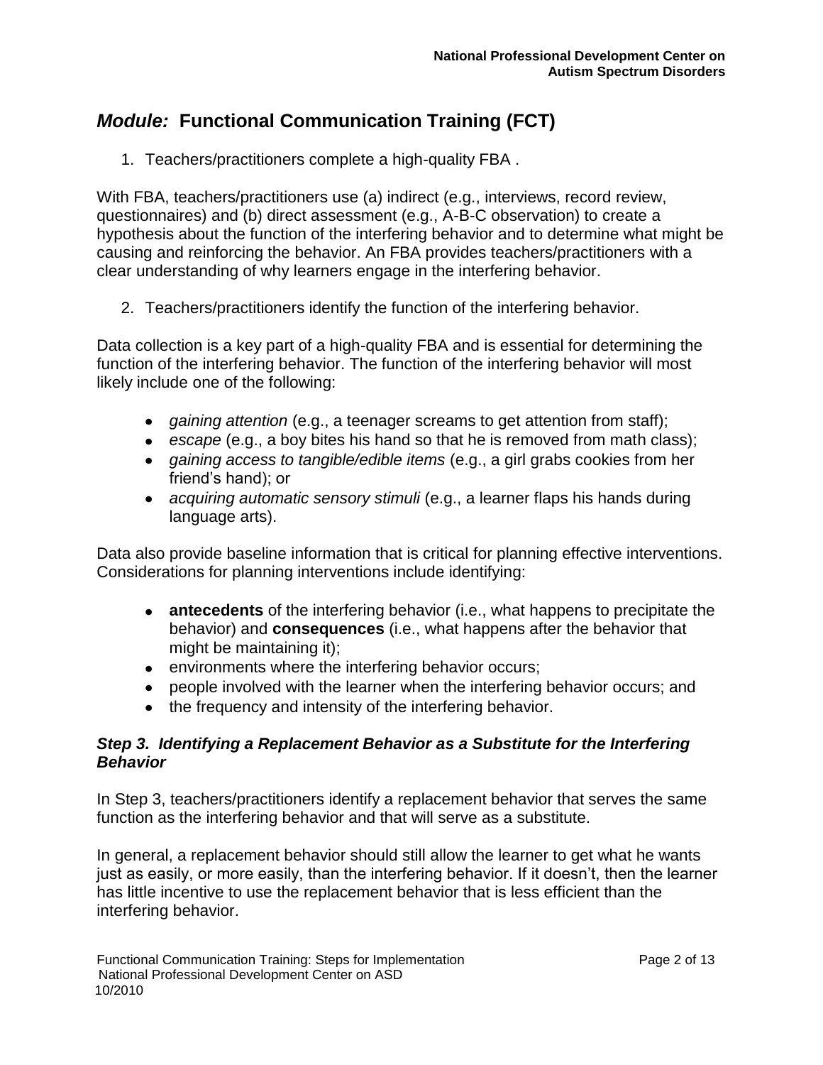## *Module:* Functional Communication Training (FCT)

1. Teachers/practitioners complete a high-quality FBA .

With FBA, teachers/practitioners use (a) indirect (e.g., interviews, record review, questionnaires) and (b) direct assessment (e.g., A-B-C observation) to create a hypothesis about the function of the interfering behavior and to determine what might be causing and reinforcing the behavior. An FBA provides teachers/practitioners with a clear understanding of why learners engage in the interfering behavior.

2. Teachers/practitioners identify the function of the interfering behavior.

Data collection is a key part of a high-quality FBA and is essential for determining the function of the interfering behavior. The function of the interfering behavior will most likely include one of the following:

- *gaining attention* (e.g., a teenager screams to get attention from staff);
- *escape* (e.g., a boy bites his hand so that he is removed from math class);
- *gaining access to tangible/edible items* (e.g., a girl grabs cookies from her friend's hand); or
- *acquiring automatic sensory stimuli* (e.g., a learner flaps his hands during language arts).

Data also provide baseline information that is critical for planning effective interventions. Considerations for planning interventions include identifying:

- **antecedents** of the interfering behavior (i.e., what happens to precipitate the behavior) and **consequences** (i.e., what happens after the behavior that might be maintaining it);
- environments where the interfering behavior occurs;
- people involved with the learner when the interfering behavior occurs; and
- the frequency and intensity of the interfering behavior.

### *Step 3. Identifying a Replacement Behavior as a Substitute for the Interfering Behavior*

In Step 3, teachers/practitioners identify a replacement behavior that serves the same function as the interfering behavior and that will serve as a substitute.

In general, a replacement behavior should still allow the learner to get what he wants just as easily, or more easily, than the interfering behavior. If it doesn't, then the learner has little incentive to use the replacement behavior that is less efficient than the interfering behavior.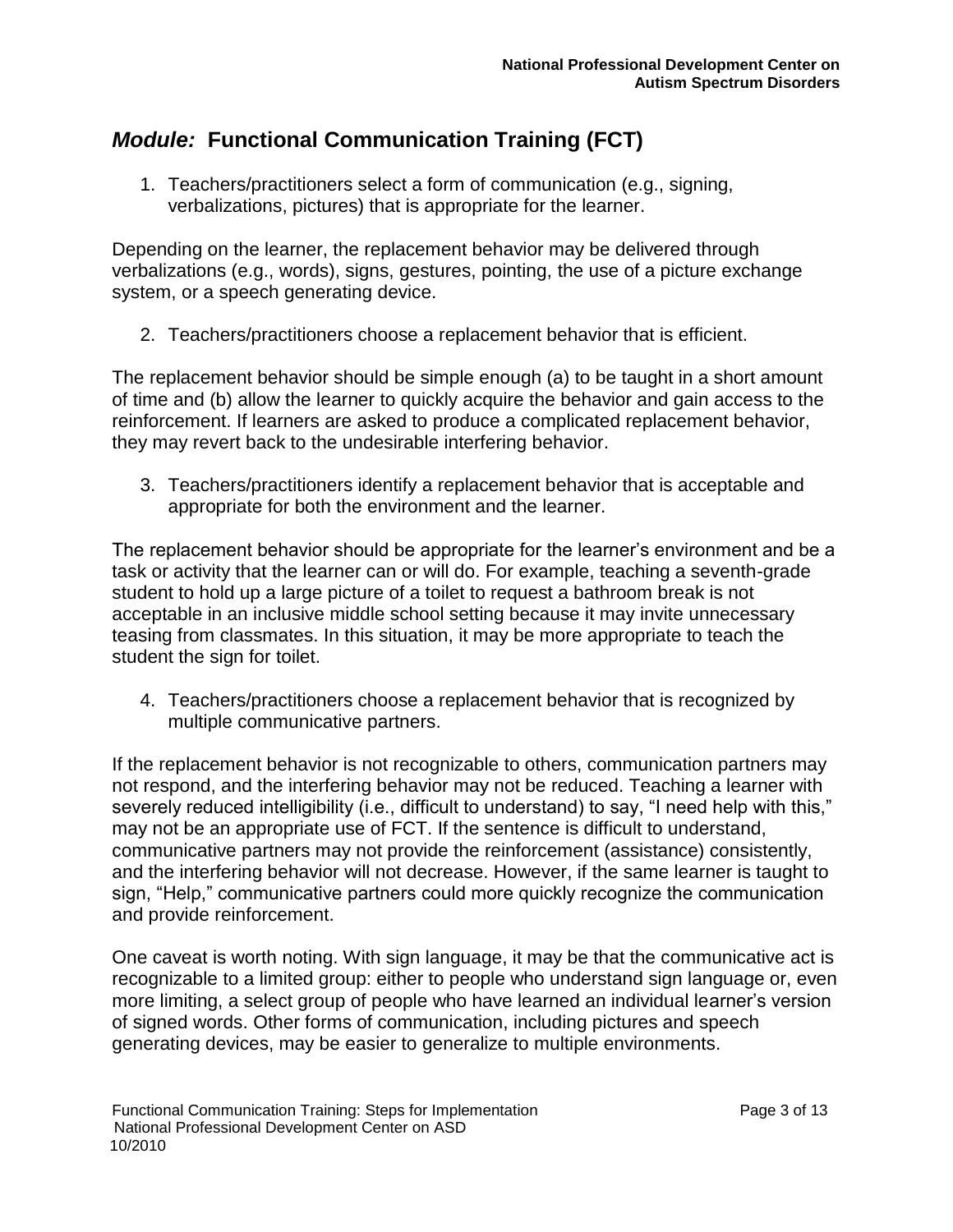## *Module:* Functional Communication Training (FCT)

1. Teachers/practitioners select a form of communication (e.g., signing, verbalizations, pictures) that is appropriate for the learner.

Depending on the learner, the replacement behavior may be delivered through verbalizations (e.g., words), signs, gestures, pointing, the use of a picture exchange system, or a speech generating device.

2. Teachers/practitioners choose a replacement behavior that is efficient.

The replacement behavior should be simple enough (a) to be taught in a short amount of time and (b) allow the learner to quickly acquire the behavior and gain access to the reinforcement. If learners are asked to produce a complicated replacement behavior, they may revert back to the undesirable interfering behavior.

3. Teachers/practitioners identify a replacement behavior that is acceptable and appropriate for both the environment and the learner.

The replacement behavior should be appropriate for the learner's environment and be a task or activity that the learner can or will do. For example, teaching a seventh-grade student to hold up a large picture of a toilet to request a bathroom break is not acceptable in an inclusive middle school setting because it may invite unnecessary teasing from classmates. In this situation, it may be more appropriate to teach the student the sign for toilet.

4. Teachers/practitioners choose a replacement behavior that is recognized by multiple communicative partners.

If the replacement behavior is not recognizable to others, communication partners may not respond, and the interfering behavior may not be reduced. Teaching a learner with severely reduced intelligibility (i.e., difficult to understand) to say, "I need help with this," may not be an appropriate use of FCT. If the sentence is difficult to understand, communicative partners may not provide the reinforcement (assistance) consistently, and the interfering behavior will not decrease. However, if the same learner is taught to sign, "Help," communicative partners could more quickly recognize the communication and provide reinforcement.

One caveat is worth noting. With sign language, it may be that the communicative act is recognizable to a limited group: either to people who understand sign language or, even more limiting, a select group of people who have learned an individual learner's version of signed words. Other forms of communication, including pictures and speech generating devices, may be easier to generalize to multiple environments.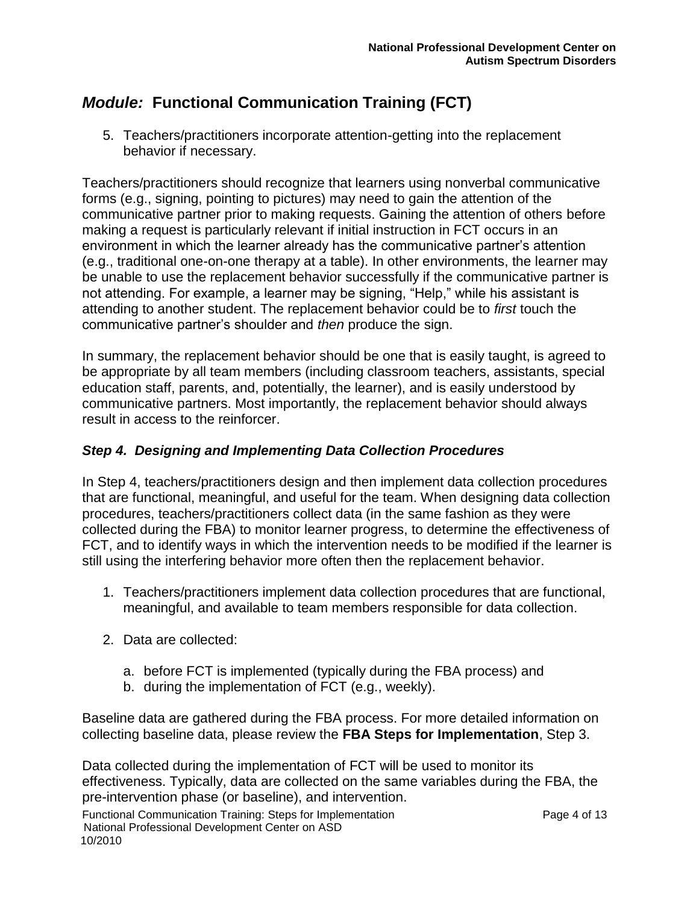# *Module:* Functional Communication Training (FCT)

5. Teachers/practitioners incorporate attention-getting into the replacement behavior if necessary.

Teachers/practitioners should recognize that learners using nonverbal communicative forms (e.g., signing, pointing to pictures) may need to gain the attention of the communicative partner prior to making requests. Gaining the attention of others before making a request is particularly relevant if initial instruction in FCT occurs in an environment in which the learner already has the communicative partner's attention (e.g., traditional one-on-one therapy at a table). In other environments, the learner may be unable to use the replacement behavior successfully if the communicative partner is not attending. For example, a learner may be signing, "Help," while his assistant is attending to another student. The replacement behavior could be to *first* touch the communicative partner's shoulder and *then* produce the sign.

In summary, the replacement behavior should be one that is easily taught, is agreed to be appropriate by all team members (including classroom teachers, assistants, special education staff, parents, and, potentially, the learner), and is easily understood by communicative partners. Most importantly, the replacement behavior should always result in access to the reinforcer.

### *Step 4. Designing and Implementing Data Collection Procedures*

In Step 4, teachers/practitioners design and then implement data collection procedures that are functional, meaningful, and useful for the team. When designing data collection procedures, teachers/practitioners collect data (in the same fashion as they were collected during the FBA) to monitor learner progress, to determine the effectiveness of FCT, and to identify ways in which the intervention needs to be modified if the learner is still using the interfering behavior more often then the replacement behavior.

1. Teachers/practitioners implement data collection procedures that are functional, meaningful, and available to team members responsible for data collection.

2. Data are collected:

    a. before FCT is implemented (typically during the FBA process) and
    b. during the implementation of FCT (e.g., weekly).

Baseline data are gathered during the FBA process. For more detailed information on collecting baseline data, please review the **FBA Steps for Implementation**, Step 3.

Data collected during the implementation of FCT will be used to monitor its effectiveness. Typically, data are collected on the same variables during the FBA, the pre-intervention phase (or baseline), and intervention.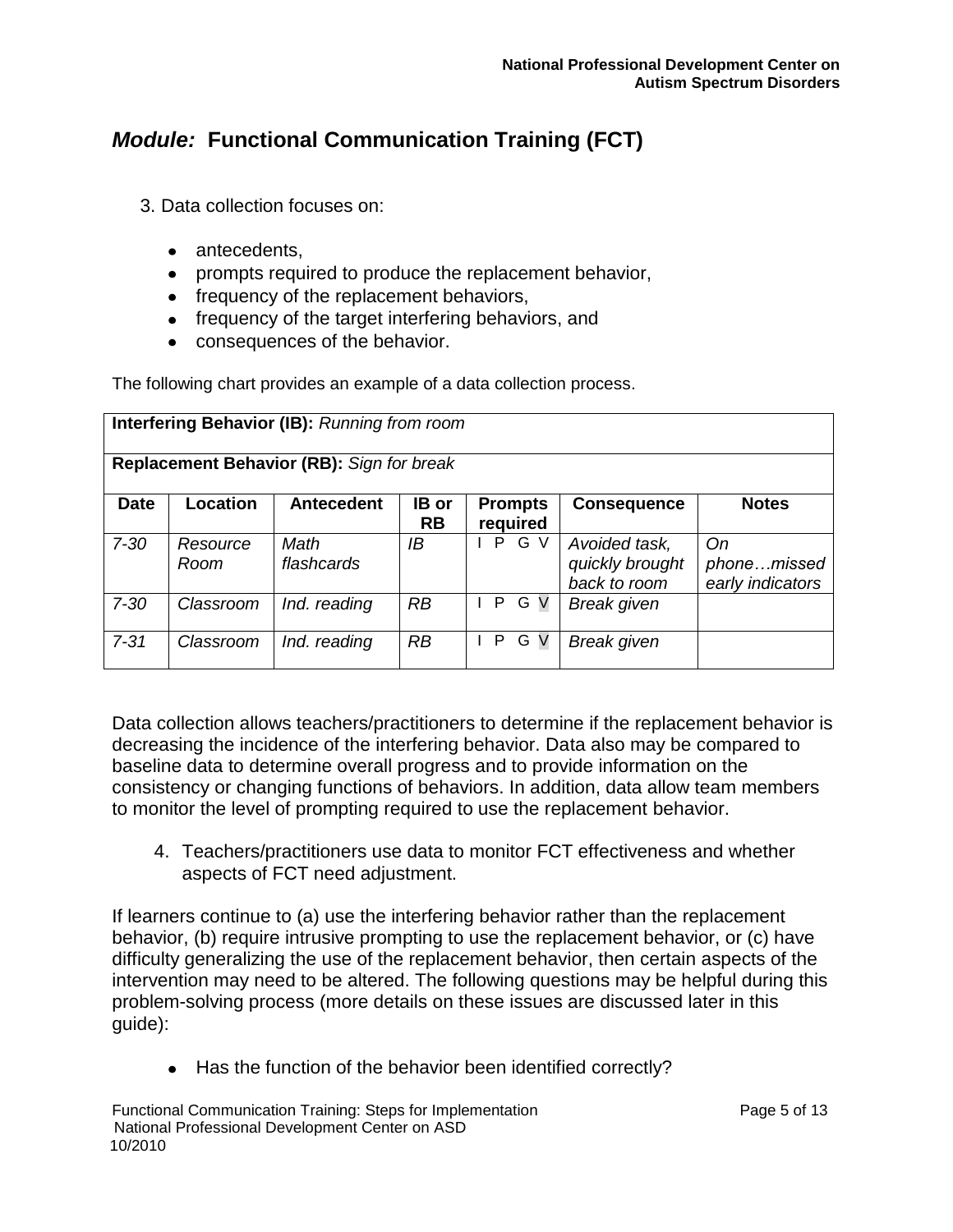## *Module:* Functional Communication Training (FCT)

3. Data collection focuses on:

- antecedents,
- prompts required to produce the replacement behavior,
- frequency of the replacement behaviors,
- frequency of the target interfering behaviors, and
- consequences of the behavior.

The following chart provides an example of a data collection process.

| **Interfering Behavior (IB):** *Running from room* | | | | | | |
|---|---|---|---|---|---|---|
| **Replacement Behavior (RB):** *Sign for break* | | | | | | |
| **Date** | **Location** | **Antecedent** | **IB or RB** | **Prompts required** | **Consequence** | **Notes** |
| *7-30* | *Resource Room* | *Math flashcards* | *IB* | I P G V | *Avoided task, quickly brought back to room* | *On phone…missed early indicators* |
| *7-30* | *Classroom* | *Ind. reading* | *RB* | I P G V | *Break given* | |
| *7-31* | *Classroom* | *Ind. reading* | *RB* | I P G V | *Break given* | |

Data collection allows teachers/practitioners to determine if the replacement behavior is decreasing the incidence of the interfering behavior. Data also may be compared to baseline data to determine overall progress and to provide information on the consistency or changing functions of behaviors. In addition, data allow team members to monitor the level of prompting required to use the replacement behavior.

4. Teachers/practitioners use data to monitor FCT effectiveness and whether aspects of FCT need adjustment.

If learners continue to (a) use the interfering behavior rather than the replacement behavior, (b) require intrusive prompting to use the replacement behavior, or (c) have difficulty generalizing the use of the replacement behavior, then certain aspects of the intervention may need to be altered. The following questions may be helpful during this problem-solving process (more details on these issues are discussed later in this guide):

- Has the function of the behavior been identified correctly?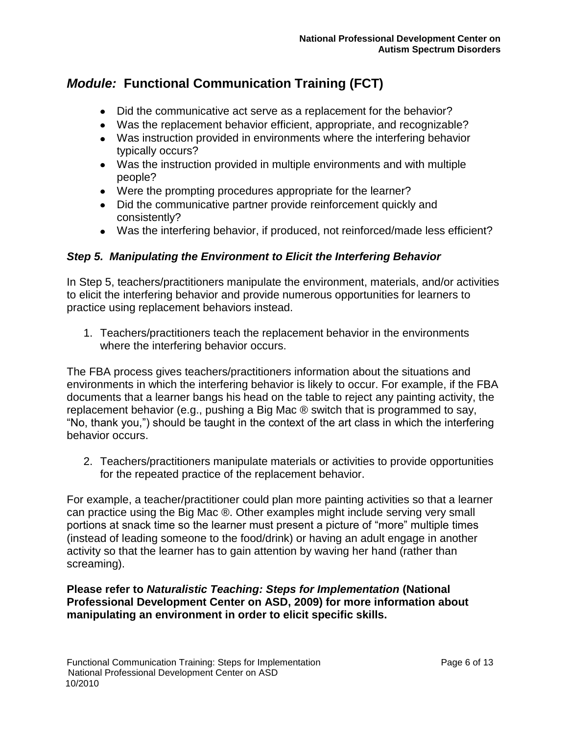## *Module:* Functional Communication Training (FCT)

- Did the communicative act serve as a replacement for the behavior?
- Was the replacement behavior efficient, appropriate, and recognizable?
- Was instruction provided in environments where the interfering behavior typically occurs?
- Was the instruction provided in multiple environments and with multiple people?
- Were the prompting procedures appropriate for the learner?
- Did the communicative partner provide reinforcement quickly and consistently?
- Was the interfering behavior, if produced, not reinforced/made less efficient?

### *Step 5. Manipulating the Environment to Elicit the Interfering Behavior*

In Step 5, teachers/practitioners manipulate the environment, materials, and/or activities to elicit the interfering behavior and provide numerous opportunities for learners to practice using replacement behaviors instead.

1. Teachers/practitioners teach the replacement behavior in the environments where the interfering behavior occurs.

The FBA process gives teachers/practitioners information about the situations and environments in which the interfering behavior is likely to occur. For example, if the FBA documents that a learner bangs his head on the table to reject any painting activity, the replacement behavior (e.g., pushing a Big Mac ® switch that is programmed to say, "No, thank you,") should be taught in the context of the art class in which the interfering behavior occurs.

2. Teachers/practitioners manipulate materials or activities to provide opportunities for the repeated practice of the replacement behavior.

For example, a teacher/practitioner could plan more painting activities so that a learner can practice using the Big Mac ®. Other examples might include serving very small portions at snack time so the learner must present a picture of "more" multiple times (instead of leading someone to the food/drink) or having an adult engage in another activity so that the learner has to gain attention by waving her hand (rather than screaming).

**Please refer to *Naturalistic Teaching: Steps for Implementation* (National Professional Development Center on ASD, 2009) for more information about manipulating an environment in order to elicit specific skills.**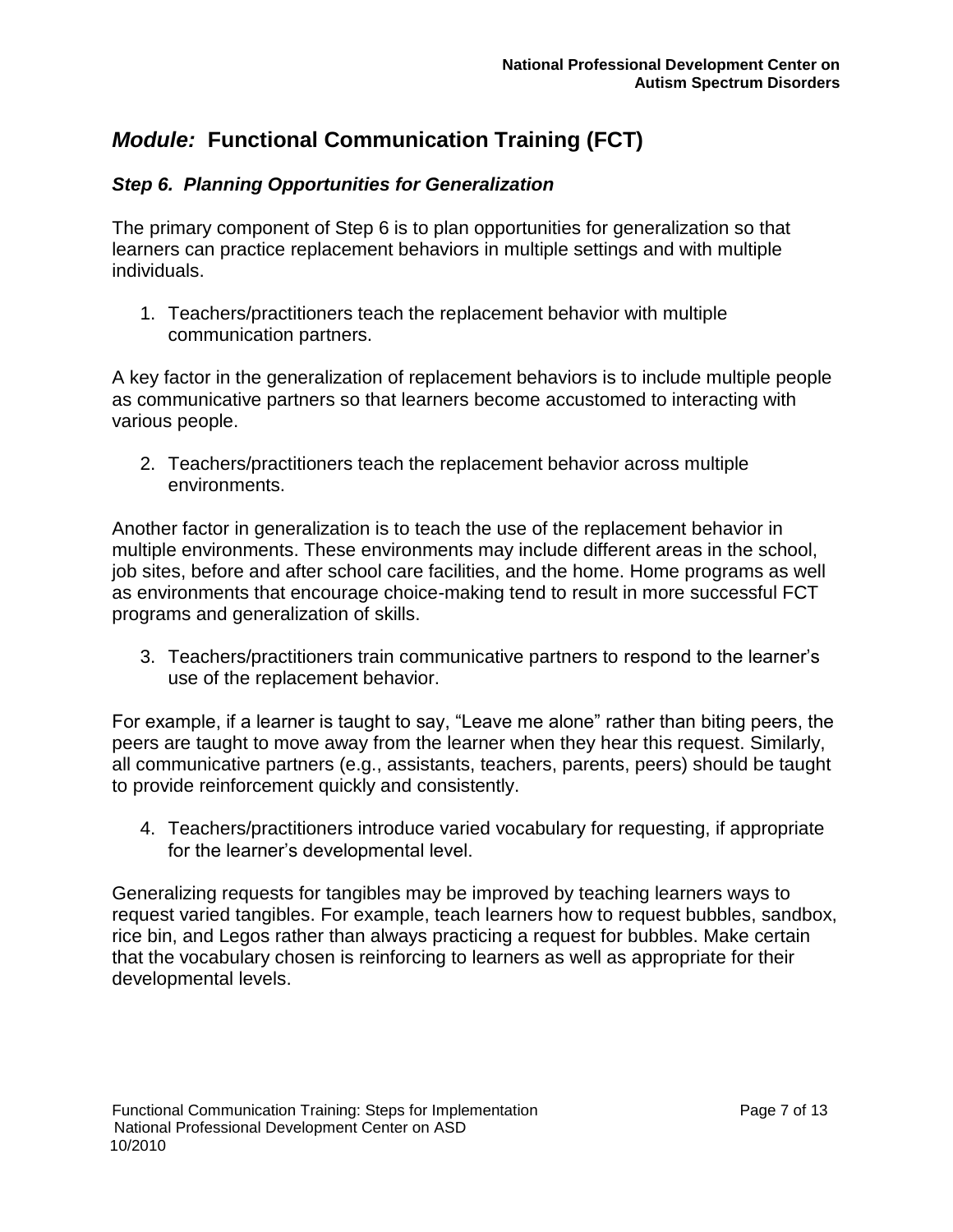# *Module:* Functional Communication Training (FCT)

## *Step 6. Planning Opportunities for Generalization*

The primary component of Step 6 is to plan opportunities for generalization so that learners can practice replacement behaviors in multiple settings and with multiple individuals.

1. Teachers/practitioners teach the replacement behavior with multiple communication partners.

A key factor in the generalization of replacement behaviors is to include multiple people as communicative partners so that learners become accustomed to interacting with various people.

2. Teachers/practitioners teach the replacement behavior across multiple environments.

Another factor in generalization is to teach the use of the replacement behavior in multiple environments. These environments may include different areas in the school, job sites, before and after school care facilities, and the home. Home programs as well as environments that encourage choice-making tend to result in more successful FCT programs and generalization of skills.

3. Teachers/practitioners train communicative partners to respond to the learner's use of the replacement behavior.

For example, if a learner is taught to say, "Leave me alone" rather than biting peers, the peers are taught to move away from the learner when they hear this request. Similarly, all communicative partners (e.g., assistants, teachers, parents, peers) should be taught to provide reinforcement quickly and consistently.

4. Teachers/practitioners introduce varied vocabulary for requesting, if appropriate for the learner's developmental level.

Generalizing requests for tangibles may be improved by teaching learners ways to request varied tangibles. For example, teach learners how to request bubbles, sandbox, rice bin, and Legos rather than always practicing a request for bubbles. Make certain that the vocabulary chosen is reinforcing to learners as well as appropriate for their developmental levels.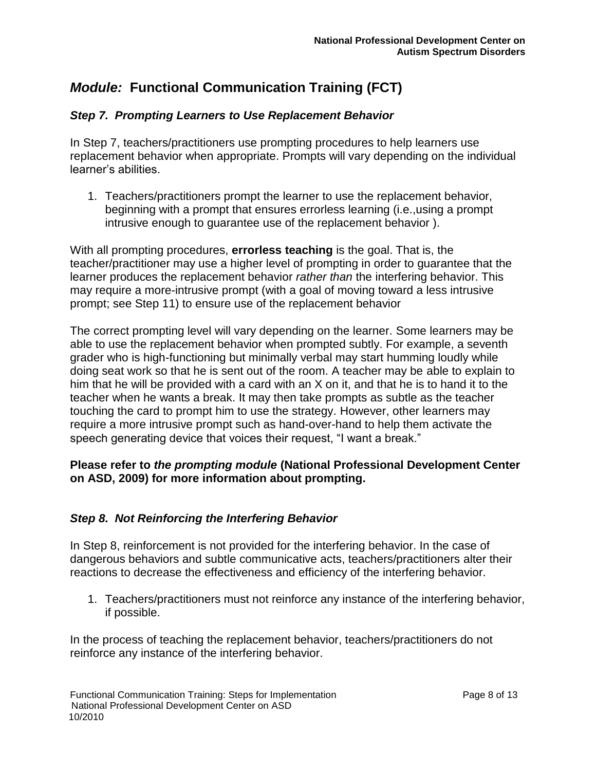## *Module:* Functional Communication Training (FCT)

### *Step 7. Prompting Learners to Use Replacement Behavior*

In Step 7, teachers/practitioners use prompting procedures to help learners use replacement behavior when appropriate. Prompts will vary depending on the individual learner's abilities.

1. Teachers/practitioners prompt the learner to use the replacement behavior, beginning with a prompt that ensures errorless learning (i.e.,using a prompt intrusive enough to guarantee use of the replacement behavior ).

With all prompting procedures, **errorless teaching** is the goal. That is, the teacher/practitioner may use a higher level of prompting in order to guarantee that the learner produces the replacement behavior *rather than* the interfering behavior. This may require a more-intrusive prompt (with a goal of moving toward a less intrusive prompt; see Step 11) to ensure use of the replacement behavior

The correct prompting level will vary depending on the learner. Some learners may be able to use the replacement behavior when prompted subtly. For example, a seventh grader who is high-functioning but minimally verbal may start humming loudly while doing seat work so that he is sent out of the room. A teacher may be able to explain to him that he will be provided with a card with an X on it, and that he is to hand it to the teacher when he wants a break. It may then take prompts as subtle as the teacher touching the card to prompt him to use the strategy. However, other learners may require a more intrusive prompt such as hand-over-hand to help them activate the speech generating device that voices their request, "I want a break."

**Please refer to *the prompting module* (National Professional Development Center on ASD, 2009) for more information about prompting.**

### *Step 8. Not Reinforcing the Interfering Behavior*

In Step 8, reinforcement is not provided for the interfering behavior. In the case of dangerous behaviors and subtle communicative acts, teachers/practitioners alter their reactions to decrease the effectiveness and efficiency of the interfering behavior.

1. Teachers/practitioners must not reinforce any instance of the interfering behavior, if possible.

In the process of teaching the replacement behavior, teachers/practitioners do not reinforce any instance of the interfering behavior.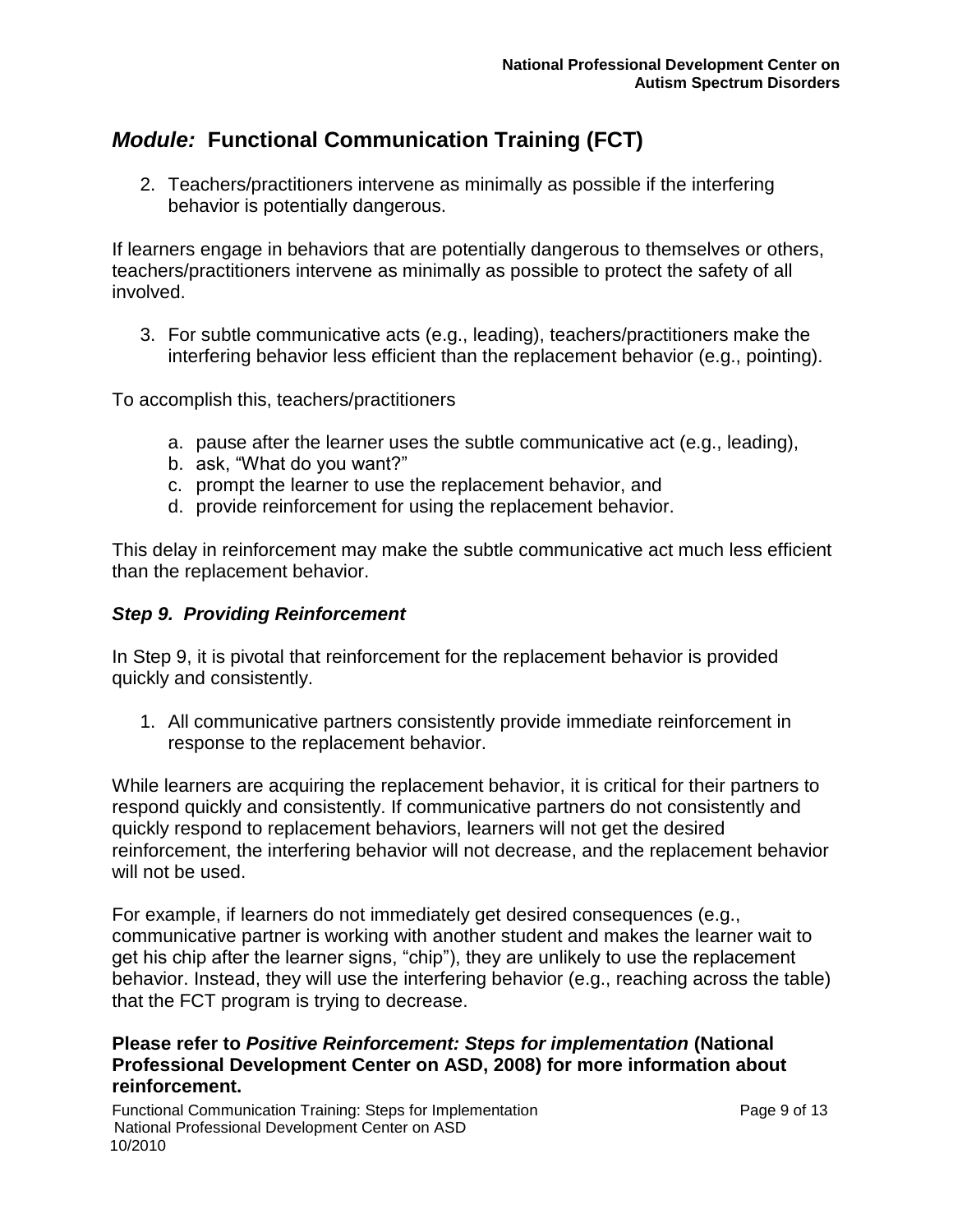## *Module:* Functional Communication Training (FCT)

2. Teachers/practitioners intervene as minimally as possible if the interfering behavior is potentially dangerous.

If learners engage in behaviors that are potentially dangerous to themselves or others, teachers/practitioners intervene as minimally as possible to protect the safety of all involved.

3. For subtle communicative acts (e.g., leading), teachers/practitioners make the interfering behavior less efficient than the replacement behavior (e.g., pointing).

To accomplish this, teachers/practitioners

a. pause after the learner uses the subtle communicative act (e.g., leading),
b. ask, "What do you want?"
c. prompt the learner to use the replacement behavior, and
d. provide reinforcement for using the replacement behavior.

This delay in reinforcement may make the subtle communicative act much less efficient than the replacement behavior.

### *Step 9. Providing Reinforcement*

In Step 9, it is pivotal that reinforcement for the replacement behavior is provided quickly and consistently.

1. All communicative partners consistently provide immediate reinforcement in response to the replacement behavior.

While learners are acquiring the replacement behavior, it is critical for their partners to respond quickly and consistently. If communicative partners do not consistently and quickly respond to replacement behaviors, learners will not get the desired reinforcement, the interfering behavior will not decrease, and the replacement behavior will not be used.

For example, if learners do not immediately get desired consequences (e.g., communicative partner is working with another student and makes the learner wait to get his chip after the learner signs, "chip"), they are unlikely to use the replacement behavior. Instead, they will use the interfering behavior (e.g., reaching across the table) that the FCT program is trying to decrease.

**Please refer to *Positive Reinforcement: Steps for implementation* (National Professional Development Center on ASD, 2008) for more information about reinforcement.**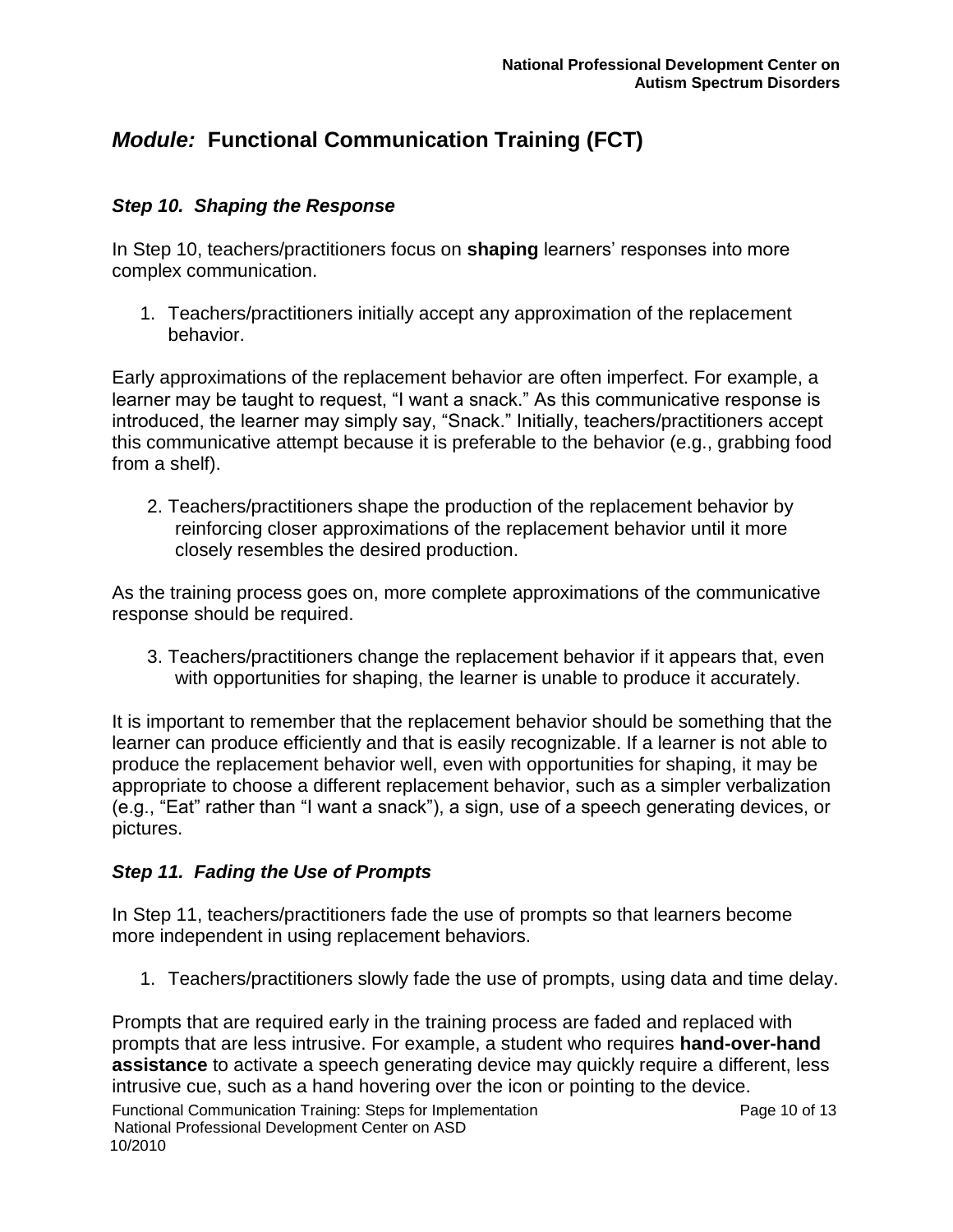# *Module:* Functional Communication Training (FCT)

### *Step 10. Shaping the Response*

In Step 10, teachers/practitioners focus on **shaping** learners' responses into more complex communication.

1. Teachers/practitioners initially accept any approximation of the replacement behavior.

Early approximations of the replacement behavior are often imperfect. For example, a learner may be taught to request, "I want a snack." As this communicative response is introduced, the learner may simply say, "Snack." Initially, teachers/practitioners accept this communicative attempt because it is preferable to the behavior (e.g., grabbing food from a shelf).

2. Teachers/practitioners shape the production of the replacement behavior by reinforcing closer approximations of the replacement behavior until it more closely resembles the desired production.

As the training process goes on, more complete approximations of the communicative response should be required.

3. Teachers/practitioners change the replacement behavior if it appears that, even with opportunities for shaping, the learner is unable to produce it accurately.

It is important to remember that the replacement behavior should be something that the learner can produce efficiently and that is easily recognizable. If a learner is not able to produce the replacement behavior well, even with opportunities for shaping, it may be appropriate to choose a different replacement behavior, such as a simpler verbalization (e.g., "Eat" rather than "I want a snack"), a sign, use of a speech generating devices, or pictures.

### *Step 11. Fading the Use of Prompts*

In Step 11, teachers/practitioners fade the use of prompts so that learners become more independent in using replacement behaviors.

1. Teachers/practitioners slowly fade the use of prompts, using data and time delay.

Prompts that are required early in the training process are faded and replaced with prompts that are less intrusive. For example, a student who requires **hand-over-hand assistance** to activate a speech generating device may quickly require a different, less intrusive cue, such as a hand hovering over the icon or pointing to the device.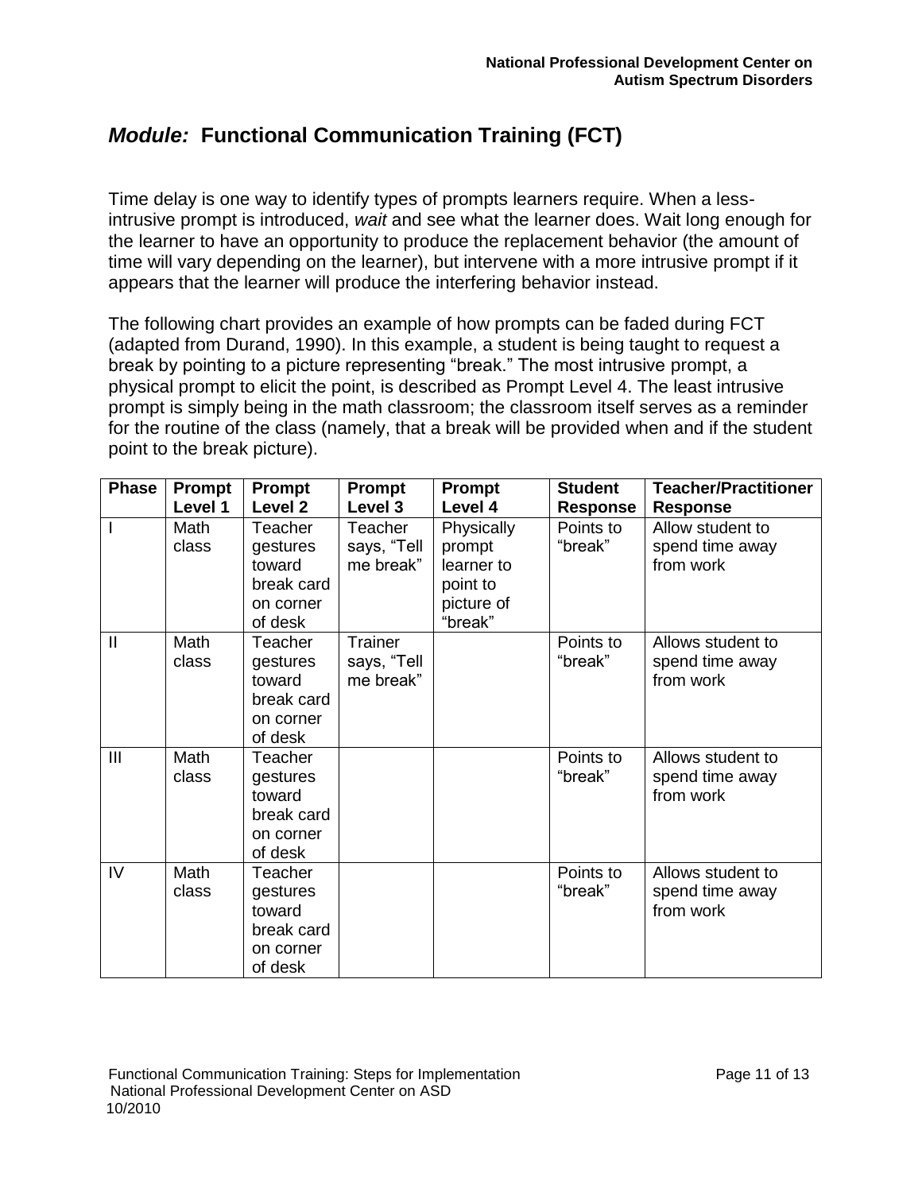## *Module:* Functional Communication Training (FCT)

Time delay is one way to identify types of prompts learners require. When a less-intrusive prompt is introduced, *wait* and see what the learner does. Wait long enough for the learner to have an opportunity to produce the replacement behavior (the amount of time will vary depending on the learner), but intervene with a more intrusive prompt if it appears that the learner will produce the interfering behavior instead.

The following chart provides an example of how prompts can be faded during FCT (adapted from Durand, 1990). In this example, a student is being taught to request a break by pointing to a picture representing "break." The most intrusive prompt, a physical prompt to elicit the point, is described as Prompt Level 4. The least intrusive prompt is simply being in the math classroom; the classroom itself serves as a reminder for the routine of the class (namely, that a break will be provided when and if the student point to the break picture).

| Phase | Prompt Level 1 | Prompt Level 2 | Prompt Level 3 | Prompt Level 4 | Student Response | Teacher/Practitioner Response |
|---|---|---|---|---|---|---|
| I | Math class | Teacher gestures toward break card on corner of desk | Teacher says, "Tell me break" | Physically prompt learner to point to picture of "break" | Points to "break" | Allow student to spend time away from work |
| II | Math class | Teacher gestures toward break card on corner of desk | Trainer says, "Tell me break" | | Points to "break" | Allows student to spend time away from work |
| III | Math class | Teacher gestures toward break card on corner of desk | | | Points to "break" | Allows student to spend time away from work |
| IV | Math class | Teacher gestures toward break card on corner of desk | | | Points to "break" | Allows student to spend time away from work |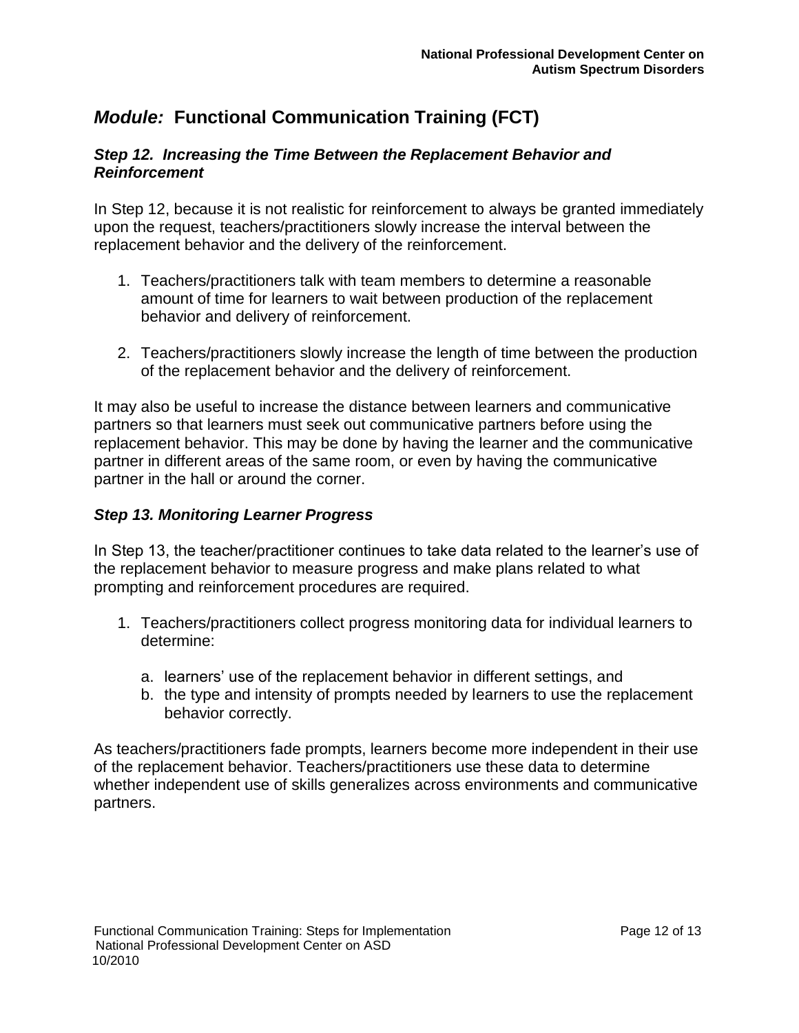## *Module:* Functional Communication Training (FCT)

### *Step 12. Increasing the Time Between the Replacement Behavior and Reinforcement*

In Step 12, because it is not realistic for reinforcement to always be granted immediately upon the request, teachers/practitioners slowly increase the interval between the replacement behavior and the delivery of the reinforcement.

1. Teachers/practitioners talk with team members to determine a reasonable amount of time for learners to wait between production of the replacement behavior and delivery of reinforcement.

2. Teachers/practitioners slowly increase the length of time between the production of the replacement behavior and the delivery of reinforcement.

It may also be useful to increase the distance between learners and communicative partners so that learners must seek out communicative partners before using the replacement behavior. This may be done by having the learner and the communicative partner in different areas of the same room, or even by having the communicative partner in the hall or around the corner.

### *Step 13. Monitoring Learner Progress*

In Step 13, the teacher/practitioner continues to take data related to the learner's use of the replacement behavior to measure progress and make plans related to what prompting and reinforcement procedures are required.

1. Teachers/practitioners collect progress monitoring data for individual learners to determine:

   a. learners' use of the replacement behavior in different settings, and
   b. the type and intensity of prompts needed by learners to use the replacement behavior correctly.

As teachers/practitioners fade prompts, learners become more independent in their use of the replacement behavior. Teachers/practitioners use these data to determine whether independent use of skills generalizes across environments and communicative partners.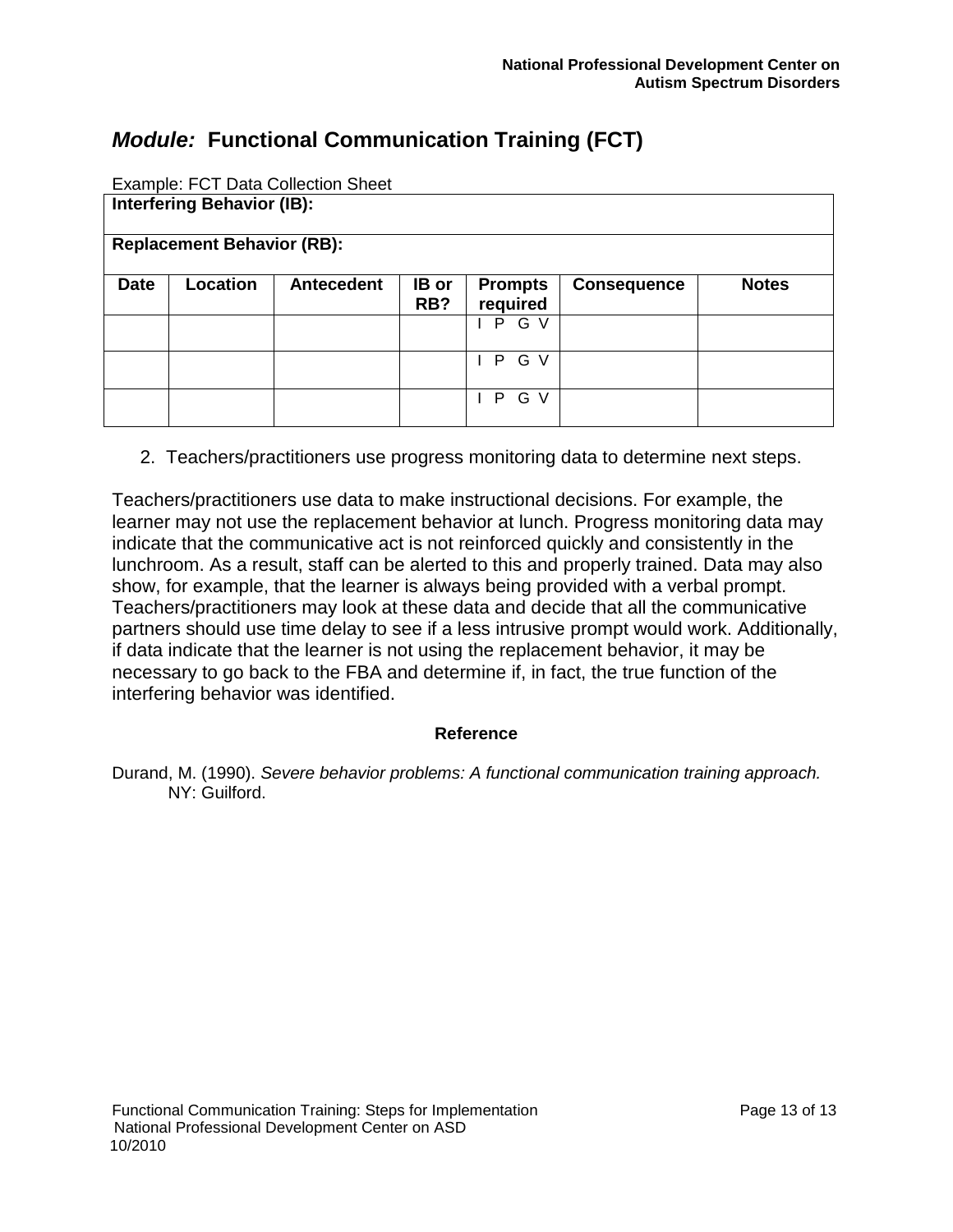## *Module:* Functional Communication Training (FCT)

Example: FCT Data Collection Sheet

| **Interfering Behavior (IB):** | | | | | | |
|---|---|---|---|---|---|---|
| **Replacement Behavior (RB):** | | | | | | |
| **Date** | **Location** | **Antecedent** | **IB or RB?** | **Prompts required** | **Consequence** | **Notes** |
| | | | | I P G V | | |
| | | | | I P G V | | |
| | | | | I P G V | | |

2. Teachers/practitioners use progress monitoring data to determine next steps.

Teachers/practitioners use data to make instructional decisions. For example, the learner may not use the replacement behavior at lunch. Progress monitoring data may indicate that the communicative act is not reinforced quickly and consistently in the lunchroom. As a result, staff can be alerted to this and properly trained. Data may also show, for example, that the learner is always being provided with a verbal prompt. Teachers/practitioners may look at these data and decide that all the communicative partners should use time delay to see if a less intrusive prompt would work. Additionally, if data indicate that the learner is not using the replacement behavior, it may be necessary to go back to the FBA and determine if, in fact, the true function of the interfering behavior was identified.

### Reference

Durand, M. (1990). *Severe behavior problems: A functional communication training approach.* NY: Guilford.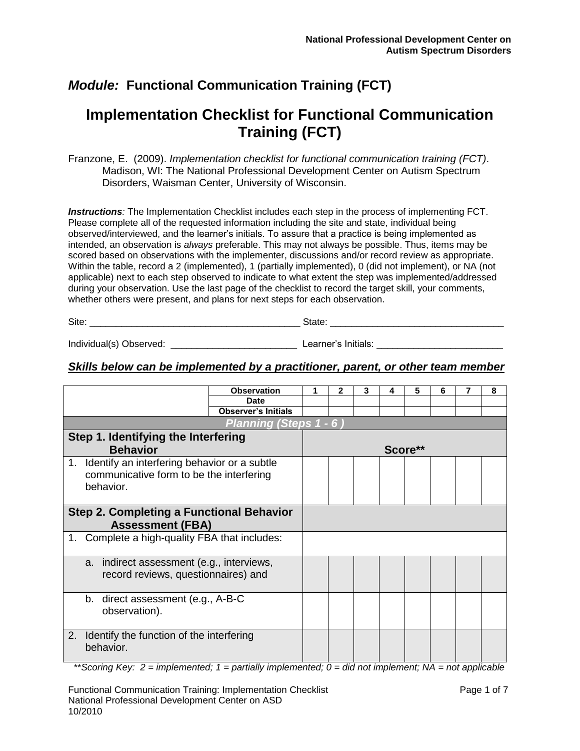**National Professional Development Center on Autism Spectrum Disorders**

## *Module:* Functional Communication Training (FCT)

# Implementation Checklist for Functional Communication Training (FCT)

Franzone, E. (2009). *Implementation checklist for functional communication training (FCT)*. Madison, WI: The National Professional Development Center on Autism Spectrum Disorders, Waisman Center, University of Wisconsin.

***Instructions**:* The Implementation Checklist includes each step in the process of implementing FCT. Please complete all of the requested information including the site and state, individual being observed/interviewed, and the learner's initials. To assure that a practice is being implemented as intended, an observation is *always* preferable. This may not always be possible. Thus, items may be scored based on observations with the implementer, discussions and/or record review as appropriate. Within the table, record a 2 (implemented), 1 (partially implemented), 0 (did not implement), or NA (not applicable) next to each step observed to indicate to what extent the step was implemented/addressed during your observation. Use the last page of the checklist to record the target skill, your comments, whether others were present, and plans for next steps for each observation.

Site: ________________________________________ State: ________________________________

Individual(s) Observed: ________________________ Learner's Initials: ________________________

***Skills below can be implemented by a practitioner, parent, or other team member***

| | Observation | 1 | 2 | 3 | 4 | 5 | 6 | 7 | 8 |
|---|---|---|---|---|---|---|---|---|---|
| | Date | | | | | | | | |
| | Observer's Initials | | | | | | | | |
| ***Planning (Steps 1 - 6 )*** | | | | | | | | | |
| **Step 1. Identifying the Interfering Behavior** | | Score** | | | | | | | |
| 1. Identify an interfering behavior or a subtle communicative form to be the interfering behavior. | | | | | | | | | |
| **Step 2. Completing a Functional Behavior Assessment (FBA)** | | | | | | | | | |
| 1. Complete a high-quality FBA that includes: | | | | | | | | | |
| a. indirect assessment (e.g., interviews, record reviews, questionnaires) and | | | | | | | | | |
| b. direct assessment (e.g., A-B-C observation). | | | | | | | | | |
| 2. Identify the function of the interfering behavior. | | | | | | | | | |

*\*\*Scoring Key: 2 = implemented; 1 = partially implemented; 0 = did not implement; NA = not applicable*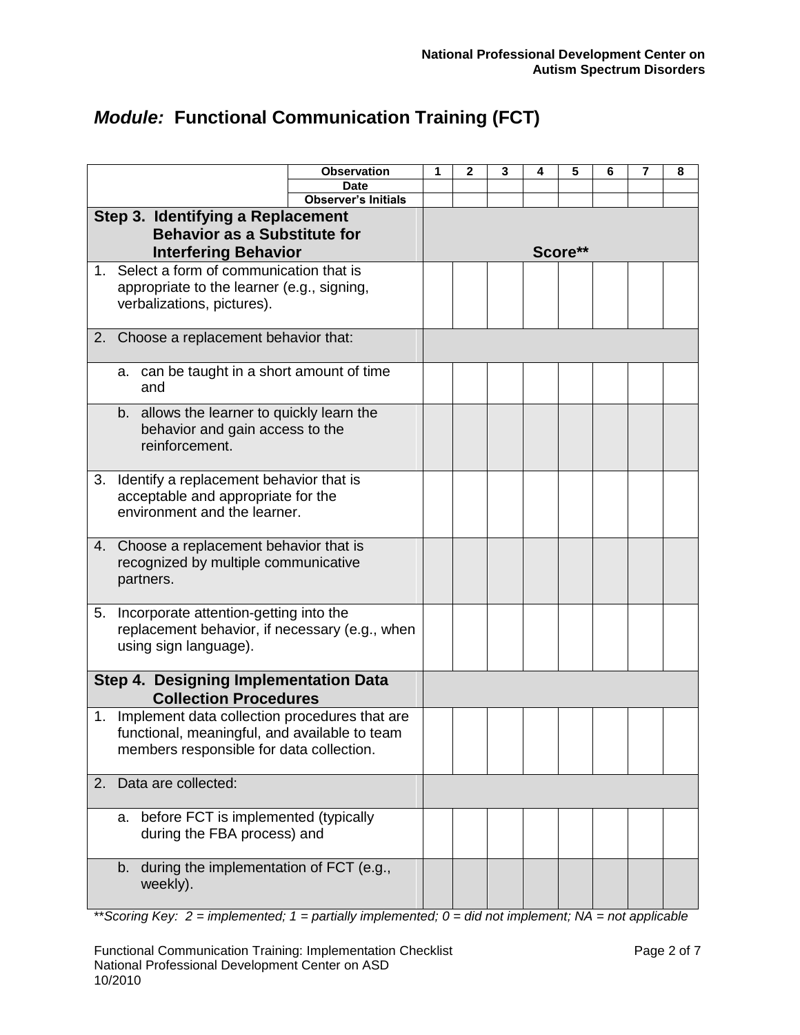## *Module:* Functional Communication Training (FCT)

| | Observation | 1 | 2 | 3 | 4 | 5 | 6 | 7 | 8 |
|---|---|---|---|---|---|---|---|---|---|
| | Date | | | | | | | | |
| | Observer's Initials | | | | | | | | |
| **Step 3. Identifying a Replacement Behavior as a Substitute for Interfering Behavior** | | **Score**** | | | | | | | |
| 1. Select a form of communication that is appropriate to the learner (e.g., signing, verbalizations, pictures). | | | | | | | | | |
| 2. Choose a replacement behavior that: | | | | | | | | | |
| a. can be taught in a short amount of time and | | | | | | | | | |
| b. allows the learner to quickly learn the behavior and gain access to the reinforcement. | | | | | | | | | |
| 3. Identify a replacement behavior that is acceptable and appropriate for the environment and the learner. | | | | | | | | | |
| 4. Choose a replacement behavior that is recognized by multiple communicative partners. | | | | | | | | | |
| 5. Incorporate attention-getting into the replacement behavior, if necessary (e.g., when using sign language). | | | | | | | | | |
| **Step 4. Designing Implementation Data Collection Procedures** | | | | | | | | | |
| 1. Implement data collection procedures that are functional, meaningful, and available to team members responsible for data collection. | | | | | | | | | |
| 2. Data are collected: | | | | | | | | | |
| a. before FCT is implemented (typically during the FBA process) and | | | | | | | | | |
| b. during the implementation of FCT (e.g., weekly). | | | | | | | | | |

**Scoring Key: 2 = implemented; 1 = partially implemented; 0 = did not implement; NA = not applicable*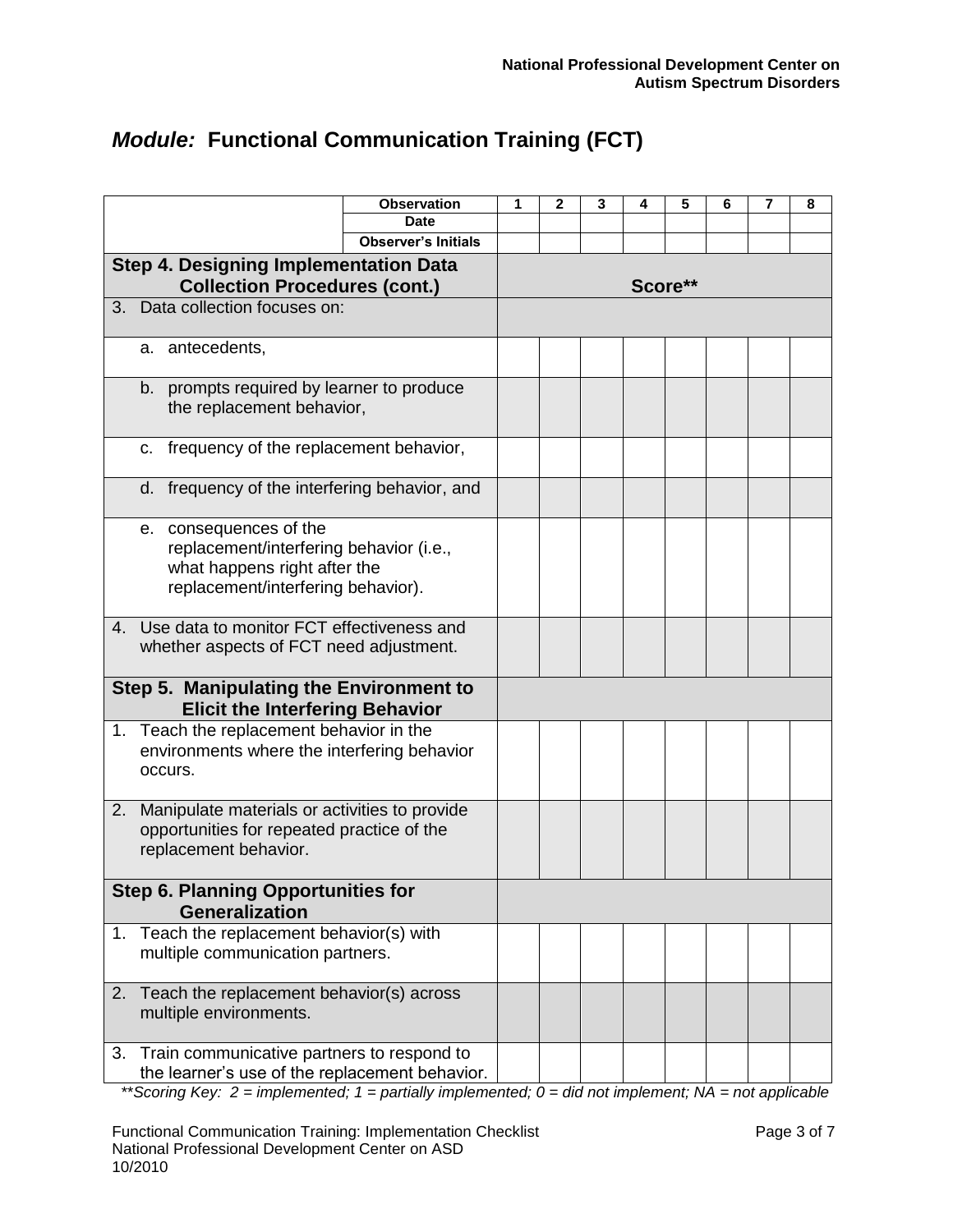National Professional Development Center on Autism Spectrum Disorders

# *Module:* Functional Communication Training (FCT)

| | Observation | 1 | 2 | 3 | 4 | 5 | 6 | 7 | 8 |
|---|---|---|---|---|---|---|---|---|---|
| | Date | | | | | | | | |
| | Observer's Initials | | | | | | | | |
| **Step 4. Designing Implementation Data Collection Procedures (cont.)** | | **Score**** | | | | | | | |
| 3. Data collection focuses on: | | | | | | | | | |
| a. antecedents, | | | | | | | | | |
| b. prompts required by learner to produce the replacement behavior, | | | | | | | | | |
| c. frequency of the replacement behavior, | | | | | | | | | |
| d. frequency of the interfering behavior, and | | | | | | | | | |
| e. consequences of the replacement/interfering behavior (i.e., what happens right after the replacement/interfering behavior). | | | | | | | | | |
| 4. Use data to monitor FCT effectiveness and whether aspects of FCT need adjustment. | | | | | | | | | |
| **Step 5. Manipulating the Environment to Elicit the Interfering Behavior** | | | | | | | | | |
| 1. Teach the replacement behavior in the environments where the interfering behavior occurs. | | | | | | | | | |
| 2. Manipulate materials or activities to provide opportunities for repeated practice of the replacement behavior. | | | | | | | | | |
| **Step 6. Planning Opportunities for Generalization** | | | | | | | | | |
| 1. Teach the replacement behavior(s) with multiple communication partners. | | | | | | | | | |
| 2. Teach the replacement behavior(s) across multiple environments. | | | | | | | | | |
| 3. Train communicative partners to respond to the learner's use of the replacement behavior. | | | | | | | | | |

*\*\*Scoring Key: 2 = implemented; 1 = partially implemented; 0 = did not implement; NA = not applicable*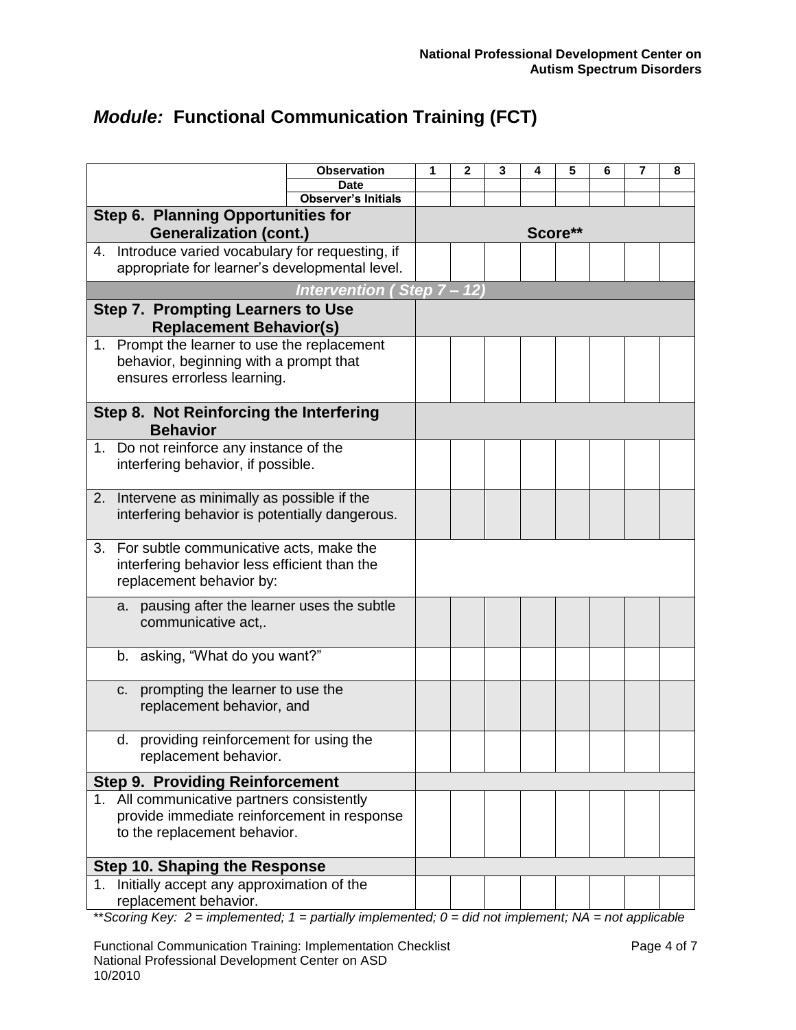# *Module:* Functional Communication Training (FCT)

| | Observation | 1 | 2 | 3 | 4 | 5 | 6 | 7 | 8 |
|---|---|---|---|---|---|---|---|---|---|
| | Date | | | | | | | | |
| | Observer's Initials | | | | | | | | |
| **Step 6. Planning Opportunities for Generalization (cont.)** | | Score** | | | | | | | |
| 4. Introduce varied vocabulary for requesting, if appropriate for learner's developmental level. | | | | | | | | | |
| ***Intervention ( Step 7 – 12)*** | | | | | | | | | |
| **Step 7. Prompting Learners to Use Replacement Behavior(s)** | | | | | | | | | |
| 1. Prompt the learner to use the replacement behavior, beginning with a prompt that ensures errorless learning. | | | | | | | | | |
| **Step 8. Not Reinforcing the Interfering Behavior** | | | | | | | | | |
| 1. Do not reinforce any instance of the interfering behavior, if possible. | | | | | | | | | |
| 2. Intervene as minimally as possible if the interfering behavior is potentially dangerous. | | | | | | | | | |
| 3. For subtle communicative acts, make the interfering behavior less efficient than the replacement behavior by: | | | | | | | | | |
| a. pausing after the learner uses the subtle communicative act,. | | | | | | | | | |
| b. asking, "What do you want?" | | | | | | | | | |
| c. prompting the learner to use the replacement behavior, and | | | | | | | | | |
| d. providing reinforcement for using the replacement behavior. | | | | | | | | | |
| **Step 9. Providing Reinforcement** | | | | | | | | | |
| 1. All communicative partners consistently provide immediate reinforcement in response to the replacement behavior. | | | | | | | | | |
| **Step 10. Shaping the Response** | | | | | | | | | |
| 1. Initially accept any approximation of the replacement behavior. | | | | | | | | | |

***Scoring Key: 2 = implemented; 1 = partially implemented; 0 = did not implement; NA = not applicable*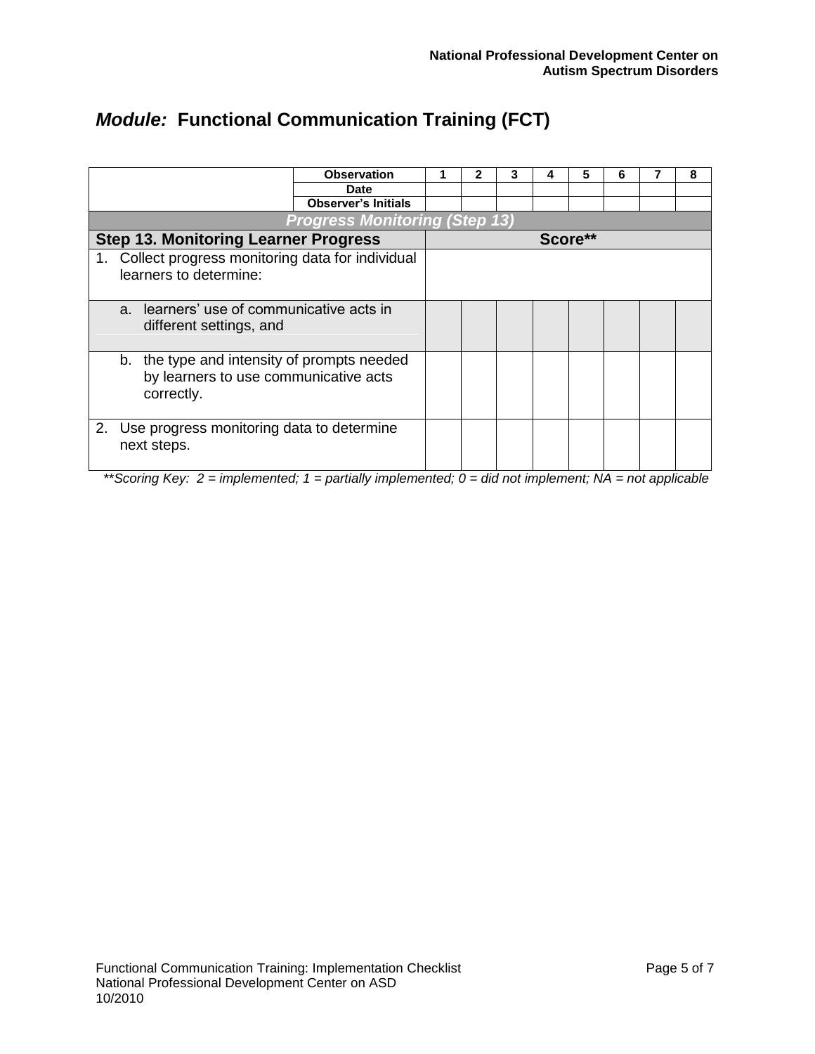## *Module:* Functional Communication Training (FCT)

| | Observation | 1 | 2 | 3 | 4 | 5 | 6 | 7 | 8 |
|---|---|---|---|---|---|---|---|---|---|
| | Date | | | | | | | | |
| | Observer's Initials | | | | | | | | |
| ***Progress Monitoring (Step 13)*** | | | | | | | | | |
| **Step 13. Monitoring Learner Progress** | | **Score**** | | | | | | | |
| 1. Collect progress monitoring data for individual learners to determine: | | | | | | | | | |
| a. learners' use of communicative acts in different settings, and | | | | | | | | | |
| b. the type and intensity of prompts needed by learners to use communicative acts correctly. | | | | | | | | | |
| 2. Use progress monitoring data to determine next steps. | | | | | | | | | |

*\*\*Scoring Key: 2 = implemented; 1 = partially implemented; 0 = did not implement; NA = not applicable*

Functional Communication Training: Implementation Checklist
National Professional Development Center on ASD
10/2010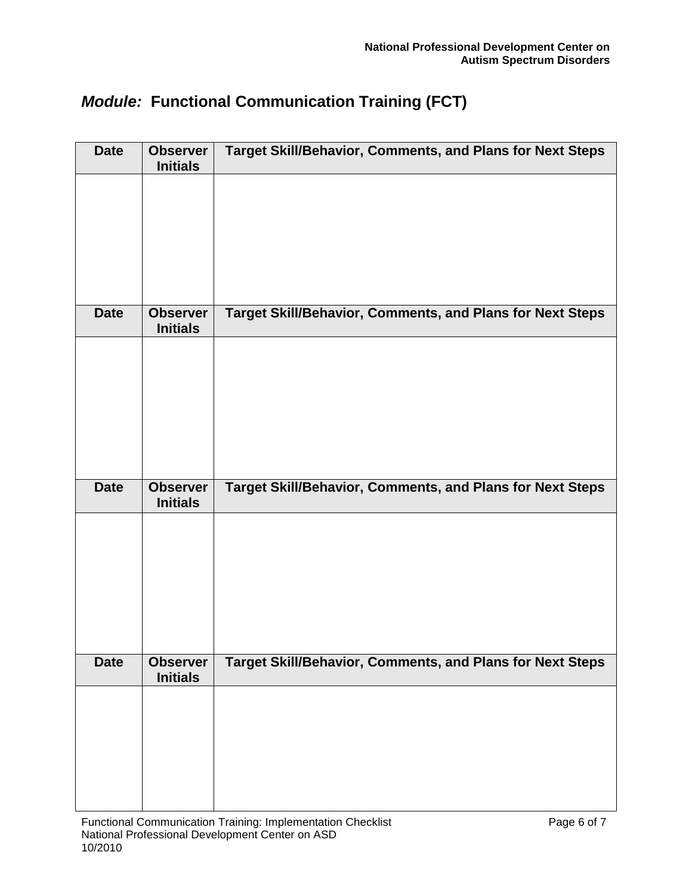## *Module:* Functional Communication Training (FCT)

| Date | Observer Initials | Target Skill/Behavior, Comments, and Plans for Next Steps |
|---|---|---|
| | | |

| Date | Observer Initials | Target Skill/Behavior, Comments, and Plans for Next Steps |
|---|---|---|
| | | |

| Date | Observer Initials | Target Skill/Behavior, Comments, and Plans for Next Steps |
|---|---|---|
| | | |

| Date | Observer Initials | Target Skill/Behavior, Comments, and Plans for Next Steps |
|---|---|---|
| | | |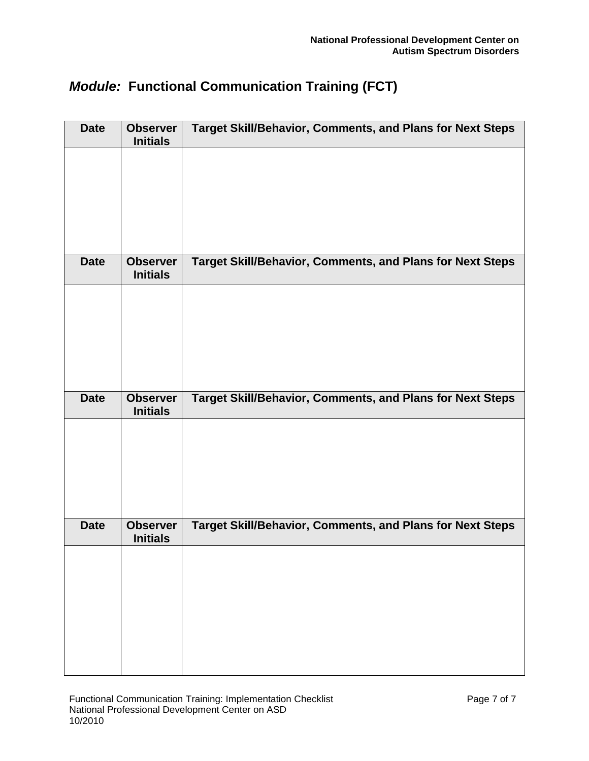## *Module:* Functional Communication Training (FCT)

| Date | Observer Initials | Target Skill/Behavior, Comments, and Plans for Next Steps |
|---|---|---|
| | | |
| **Date** | **Observer Initials** | **Target Skill/Behavior, Comments, and Plans for Next Steps** |
| | | |
| **Date** | **Observer Initials** | **Target Skill/Behavior, Comments, and Plans for Next Steps** |
| | | |
| **Date** | **Observer Initials** | **Target Skill/Behavior, Comments, and Plans for Next Steps** |
| | | |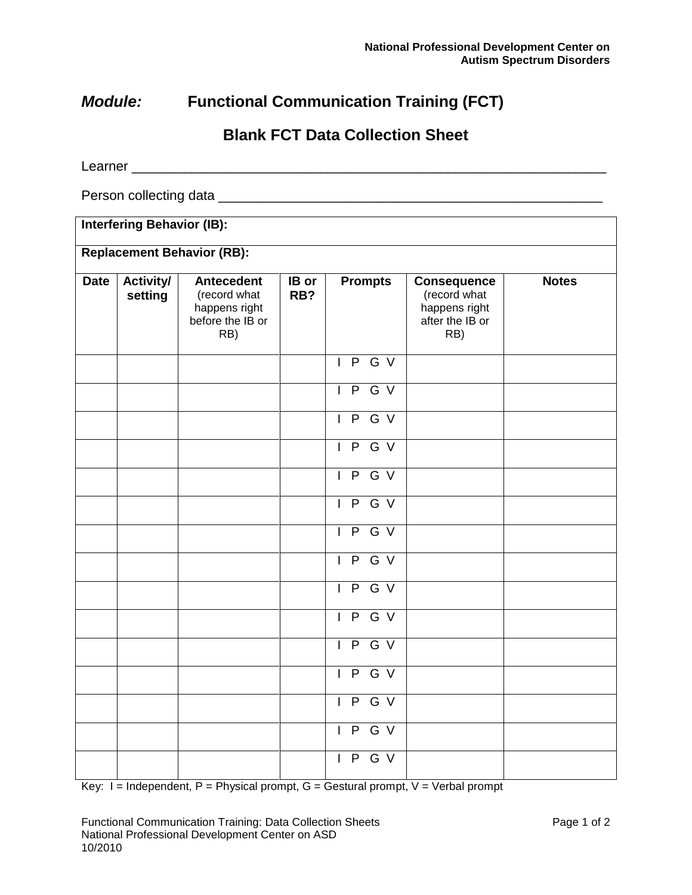***Module:*** **Functional Communication Training (FCT)**

## Blank FCT Data Collection Sheet

Learner ____________________________________________________________

Person collecting data ________________________________________________

| **Interfering Behavior (IB):** | | | | | | |
|---|---|---|---|---|---|---|
| **Replacement Behavior (RB):** | | | | | | |
| **Date** | **Activity/ setting** | **Antecedent** (record what happens right before the IB or RB) | **IB or RB?** | **Prompts** | **Consequence** (record what happens right after the IB or RB) | **Notes** |
| | | | | I P G V | | |
| | | | | I P G V | | |
| | | | | I P G V | | |
| | | | | I P G V | | |
| | | | | I P G V | | |
| | | | | I P G V | | |
| | | | | I P G V | | |
| | | | | I P G V | | |
| | | | | I P G V | | |
| | | | | I P G V | | |
| | | | | I P G V | | |
| | | | | I P G V | | |
| | | | | I P G V | | |
| | | | | I P G V | | |
| | | | | I P G V | | |

Key: I = Independent, P = Physical prompt, G = Gestural prompt, V = Verbal prompt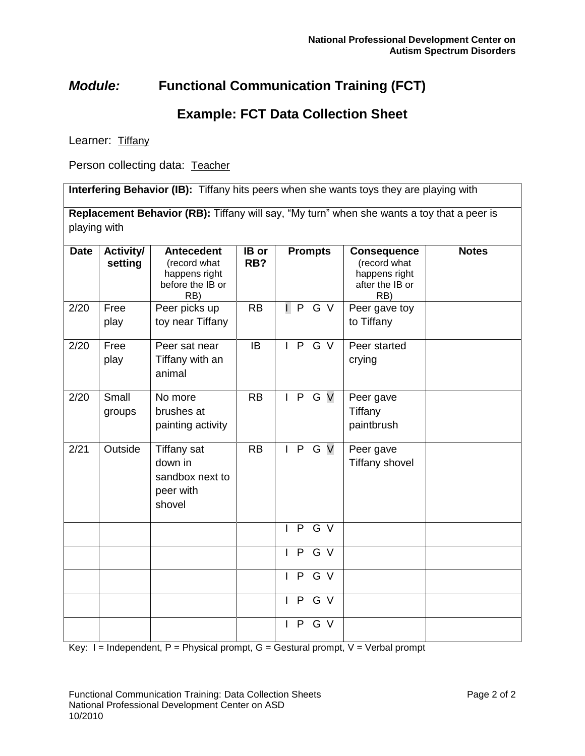National Professional Development Center on Autism Spectrum Disorders

# *Module:* Functional Communication Training (FCT)

## Example: FCT Data Collection Sheet

Learner: Tiffany

Person collecting data: Teacher

**Interfering Behavior (IB):** Tiffany hits peers when she wants toys they are playing with

**Replacement Behavior (RB):** Tiffany will say, "My turn" when she wants a toy that a peer is playing with

| Date | Activity/ setting | Antecedent (record what happens right before the IB or RB) | IB or RB? | Prompts | Consequence (record what happens right after the IB or RB) | Notes |
|---|---|---|---|---|---|---|
| 2/20 | Free play | Peer picks up toy near Tiffany | RB | I P G V | Peer gave toy to Tiffany | |
| 2/20 | Free play | Peer sat near Tiffany with an animal | IB | I P G V | Peer started crying | |
| 2/20 | Small groups | No more brushes at painting activity | RB | I P G V | Peer gave Tiffany paintbrush | |
| 2/21 | Outside | Tiffany sat down in sandbox next to peer with shovel | RB | I P G V | Peer gave Tiffany shovel | |
| | | | | I P G V | | |
| | | | | I P G V | | |
| | | | | I P G V | | |
| | | | | I P G V | | |
| | | | | I P G V | | |

Key: I = Independent, P = Physical prompt, G = Gestural prompt, V = Verbal prompt

Functional Communication Training: Data Collection Sheets
National Professional Development Center on ASD
10/2010